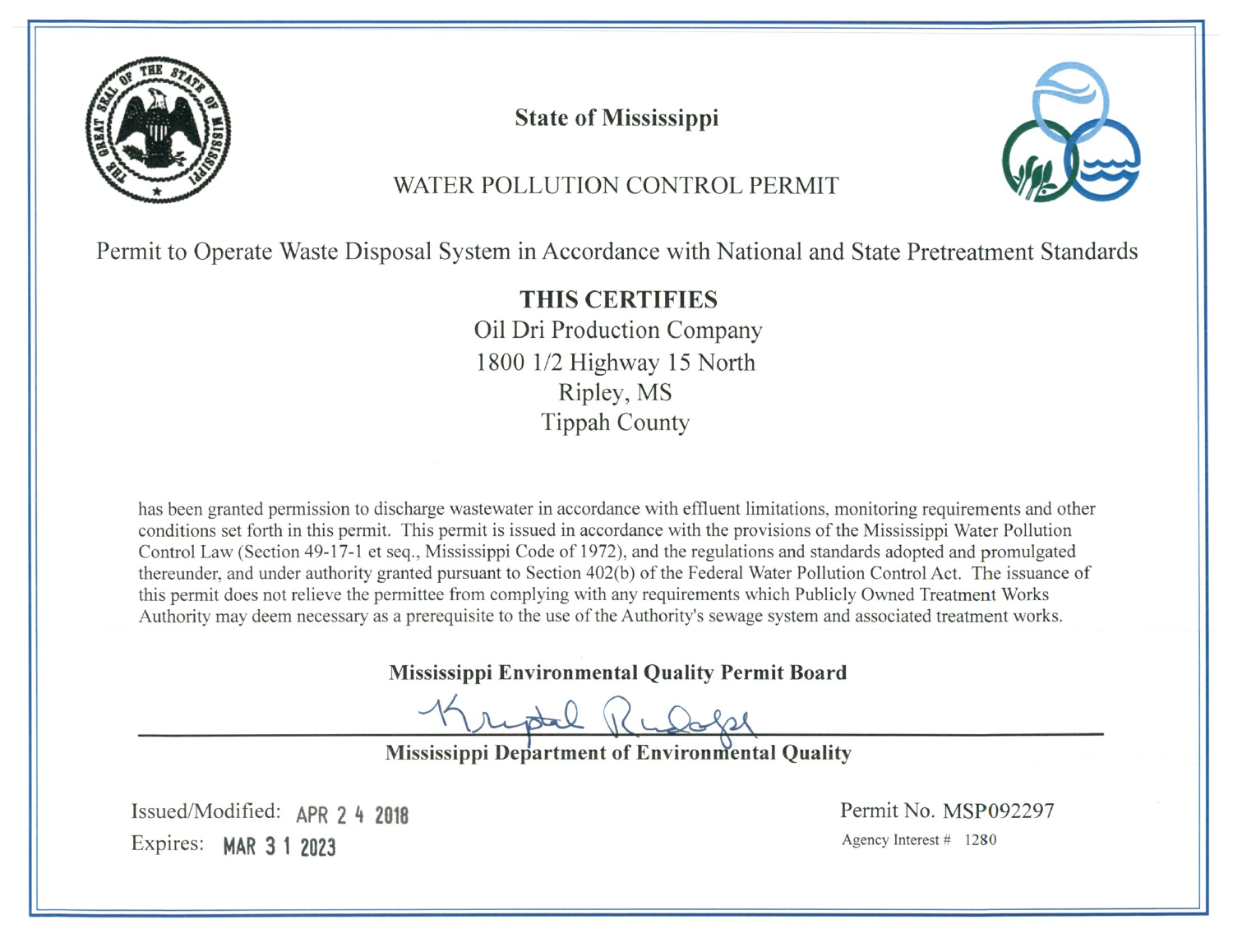# State of Mississippi

## WATER POLLUTION CONTROL PERMIT

Permit to Operate Waste Disposal System in Accordance with National and State Pretreatment Standards

**THIS CERTIFIES**

Oil Dri Production Company
1800 1/2 Highway 15 North
Ripley, MS
Tippah County

has been granted permission to discharge wastewater in accordance with effluent limitations, monitoring requirements and other conditions set forth in this permit. This permit is issued in accordance with the provisions of the Mississippi Water Pollution Control Law (Section 49-17-1 et seq., Mississippi Code of 1972), and the regulations and standards adopted and promulgated thereunder, and under authority granted pursuant to Section 402(b) of the Federal Water Pollution Control Act. The issuance of this permit does not relieve the permittee from complying with any requirements which Publicly Owned Treatment Works Authority may deem necessary as a prerequisite to the use of the Authority's sewage system and associated treatment works.

**Mississippi Environmental Quality Permit Board**

**Mississippi Department of Environmental Quality**

Issued/Modified: APR 24 2018
Expires: MAR 31 2023

Permit No. MSP092297
Agency Interest # 1280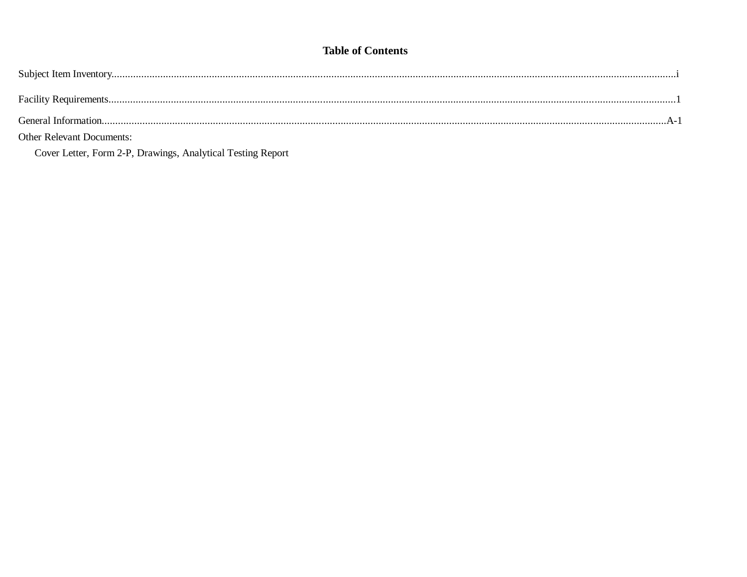# Table of Contents

Subject Item Inventory....................................................................................................................................................................................i

Facility Requirements....................................................................................................................................................................................1

General Information....................................................................................................................................................................................A-1

Other Relevant Documents:

Cover Letter, Form 2-P, Drawings, Analytical Testing Report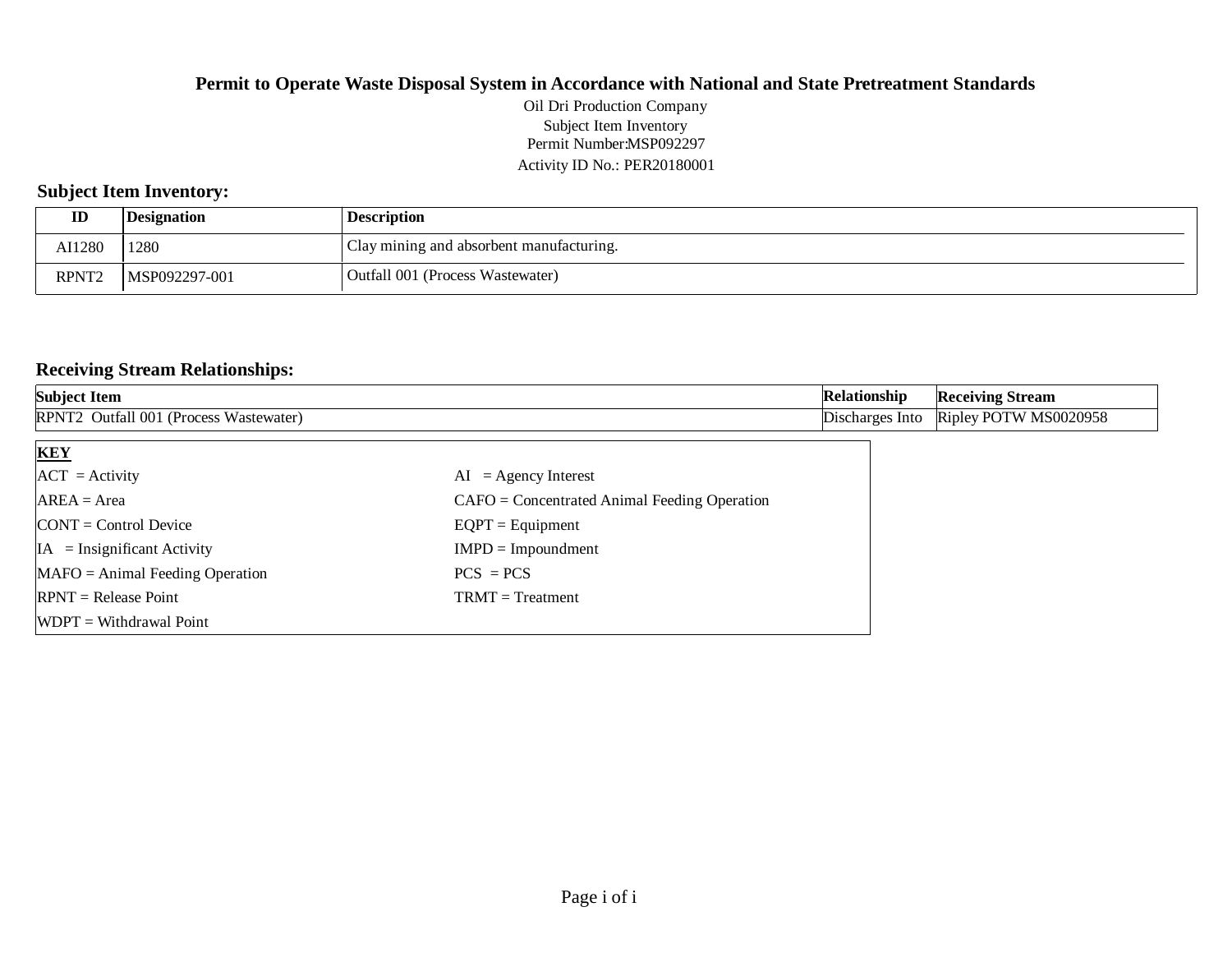# Permit to Operate Waste Disposal System in Accordance with National and State Pretreatment Standards

Oil Dri Production Company

Subject Item Inventory

Permit Number:MSP092297

Activity ID No.: PER20180001

## Subject Item Inventory:

| ID | Designation | Description |
|---|---|---|
| AI1280 | 1280 | Clay mining and absorbent manufacturing. |
| RPNT2 | MSP092297-001 | Outfall 001 (Process Wastewater) |

## Receiving Stream Relationships:

| Subject Item | Relationship | Receiving Stream |
|---|---|---|
| RPNT2 Outfall 001 (Process Wastewater) | Discharges Into | Ripley POTW MS0020958 |

**KEY**

| | |
|---|---|
| ACT = Activity | AI = Agency Interest |
| AREA = Area | CAFO = Concentrated Animal Feeding Operation |
| CONT = Control Device | EQPT = Equipment |
| IA = Insignificant Activity | IMPD = Impoundment |
| MAFO = Animal Feeding Operation | PCS = PCS |
| RPNT = Release Point | TRMT = Treatment |
| WDPT = Withdrawal Point | |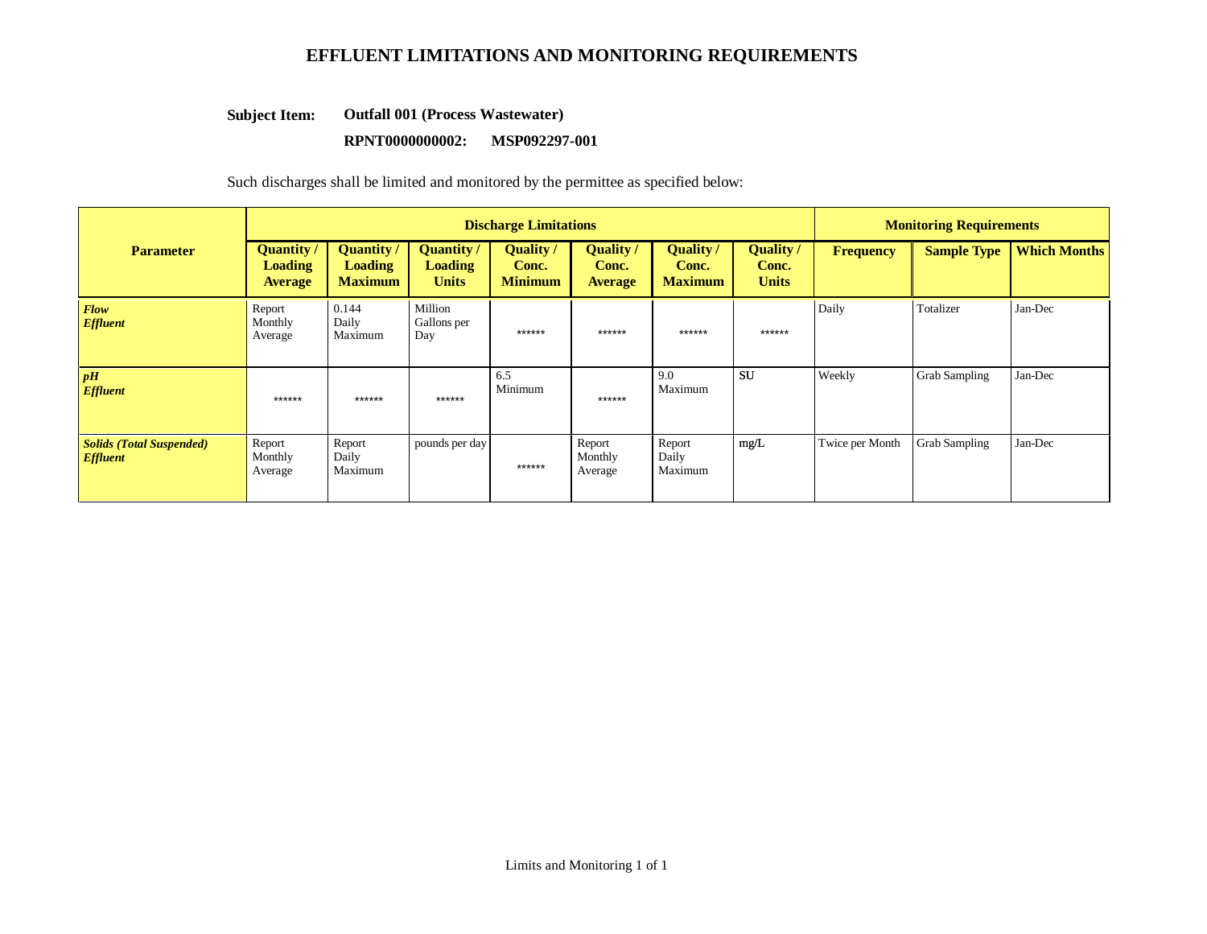# EFFLUENT LIMITATIONS AND MONITORING REQUIREMENTS

**Subject Item:** **Outfall 001 (Process Wastewater)**

**RPNT0000000002:** **MSP092297-001**

Such discharges shall be limited and monitored by the permittee as specified below:

| Parameter | Discharge Limitations | | | | | | | Monitoring Requirements | | |
|---|---|---|---|---|---|---|---|---|---|---|
| | **Quantity / Loading Average** | **Quantity / Loading Maximum** | **Quantity / Loading Units** | **Quality / Conc. Minimum** | **Quality / Conc. Average** | **Quality / Conc. Maximum** | **Quality / Conc. Units** | **Frequency** | **Sample Type** | **Which Months** |
| ***Flow Effluent*** | Report Monthly Average | 0.144 Daily Maximum | Million Gallons per Day | ****** | ****** | ****** | ****** | Daily | Totalizer | Jan-Dec |
| ***pH Effluent*** | ****** | ****** | ****** | 6.5 Minimum | ****** | 9.0 Maximum | SU | Weekly | Grab Sampling | Jan-Dec |
| ***Solids (Total Suspended) Effluent*** | Report Monthly Average | Report Daily Maximum | pounds per day | ****** | Report Monthly Average | Report Daily Maximum | mg/L | Twice per Month | Grab Sampling | Jan-Dec |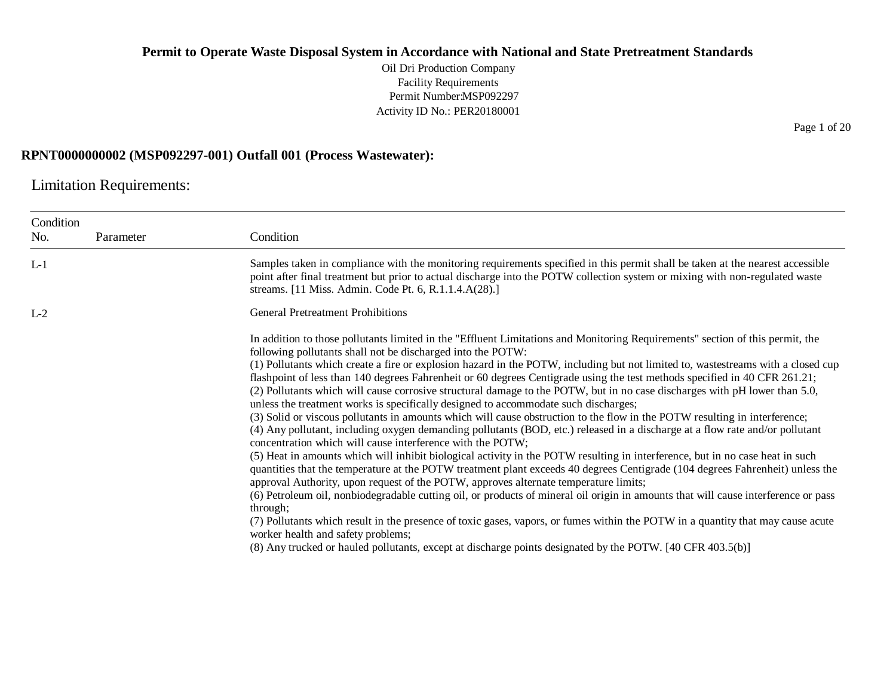# Permit to Operate Waste Disposal System in Accordance with National and State Pretreatment Standards

Oil Dri Production Company
Facility Requirements
Permit Number:MSP092297
Activity ID No.: PER20180001

## RPNT0000000002 (MSP092297-001) Outfall 001 (Process Wastewater):

### Limitation Requirements:

| Condition No. | Parameter | Condition |
|---|---|---|
| L-1 | | Samples taken in compliance with the monitoring requirements specified in this permit shall be taken at the nearest accessible point after final treatment but prior to actual discharge into the POTW collection system or mixing with non-regulated waste streams. [11 Miss. Admin. Code Pt. 6, R.1.1.4.A(28).] |
| L-2 | | General Pretreatment Prohibitions<br><br>In addition to those pollutants limited in the "Effluent Limitations and Monitoring Requirements" section of this permit, the following pollutants shall not be discharged into the POTW:<br>(1) Pollutants which create a fire or explosion hazard in the POTW, including but not limited to, wastestreams with a closed cup flashpoint of less than 140 degrees Fahrenheit or 60 degrees Centigrade using the test methods specified in 40 CFR 261.21;<br>(2) Pollutants which will cause corrosive structural damage to the POTW, but in no case discharges with pH lower than 5.0, unless the treatment works is specifically designed to accommodate such discharges;<br>(3) Solid or viscous pollutants in amounts which will cause obstruction to the flow in the POTW resulting in interference;<br>(4) Any pollutant, including oxygen demanding pollutants (BOD, etc.) released in a discharge at a flow rate and/or pollutant concentration which will cause interference with the POTW;<br>(5) Heat in amounts which will inhibit biological activity in the POTW resulting in interference, but in no case heat in such quantities that the temperature at the POTW treatment plant exceeds 40 degrees Centigrade (104 degrees Fahrenheit) unless the approval Authority, upon request of the POTW, approves alternate temperature limits;<br>(6) Petroleum oil, nonbiodegradable cutting oil, or products of mineral oil origin in amounts that will cause interference or pass through;<br>(7) Pollutants which result in the presence of toxic gases, vapors, or fumes within the POTW in a quantity that may cause acute worker health and safety problems;<br>(8) Any trucked or hauled pollutants, except at discharge points designated by the POTW. [40 CFR 403.5(b)] |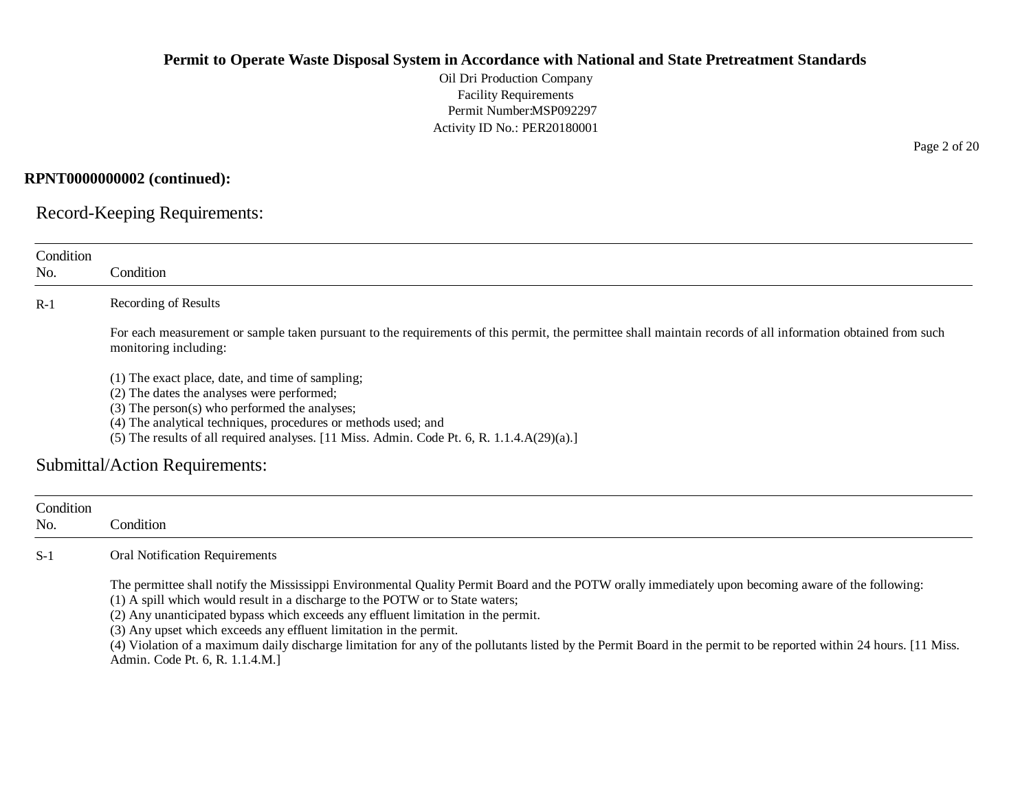**RPNT0000000002 (continued):**

## Record-Keeping Requirements:

| Condition No. | Condition |
|---|---|
| R-1 | Recording of Results<br><br>For each measurement or sample taken pursuant to the requirements of this permit, the permittee shall maintain records of all information obtained from such monitoring including:<br><br>(1) The exact place, date, and time of sampling;<br>(2) The dates the analyses were performed;<br>(3) The person(s) who performed the analyses;<br>(4) The analytical techniques, procedures or methods used; and<br>(5) The results of all required analyses. [11 Miss. Admin. Code Pt. 6, R. 1.1.4.A(29)(a).] |

## Submittal/Action Requirements:

| Condition No. | Condition |
|---|---|
| S-1 | Oral Notification Requirements<br><br>The permittee shall notify the Mississippi Environmental Quality Permit Board and the POTW orally immediately upon becoming aware of the following:<br>(1) A spill which would result in a discharge to the POTW or to State waters;<br>(2) Any unanticipated bypass which exceeds any effluent limitation in the permit.<br>(3) Any upset which exceeds any effluent limitation in the permit.<br>(4) Violation of a maximum daily discharge limitation for any of the pollutants listed by the Permit Board in the permit to be reported within 24 hours. [11 Miss. Admin. Code Pt. 6, R. 1.1.4.M.] |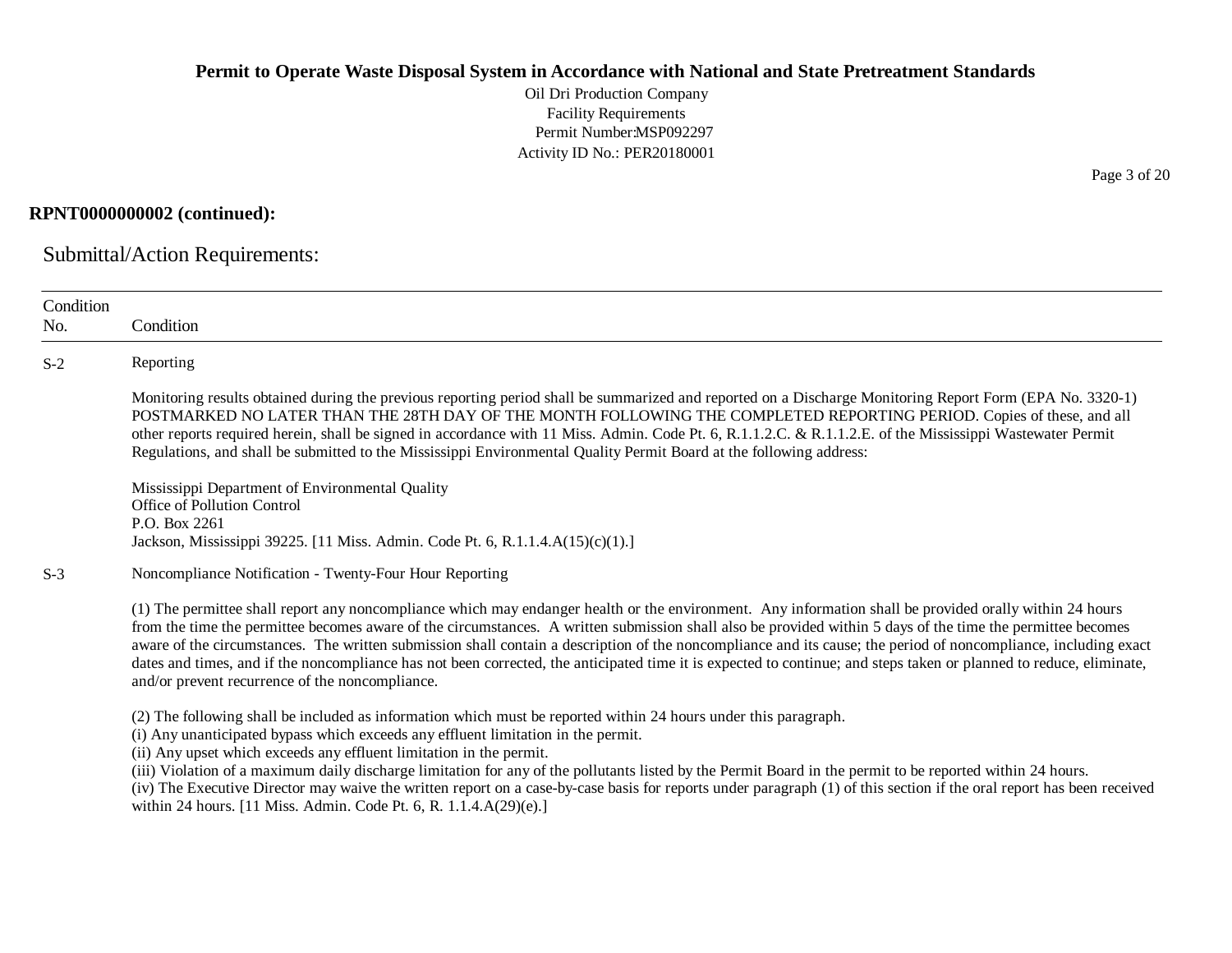**RPNT0000000002 (continued):**

## Submittal/Action Requirements:

| Condition No. | Condition |
|---|---|
| S-2 | Reporting<br><br>Monitoring results obtained during the previous reporting period shall be summarized and reported on a Discharge Monitoring Report Form (EPA No. 3320-1) POSTMARKED NO LATER THAN THE 28TH DAY OF THE MONTH FOLLOWING THE COMPLETED REPORTING PERIOD. Copies of these, and all other reports required herein, shall be signed in accordance with 11 Miss. Admin. Code Pt. 6, R.1.1.2.C. & R.1.1.2.E. of the Mississippi Wastewater Permit Regulations, and shall be submitted to the Mississippi Environmental Quality Permit Board at the following address:<br><br>Mississippi Department of Environmental Quality<br>Office of Pollution Control<br>P.O. Box 2261<br>Jackson, Mississippi 39225. [11 Miss. Admin. Code Pt. 6, R.1.1.4.A(15)(c)(1).] |
| S-3 | Noncompliance Notification - Twenty-Four Hour Reporting<br><br>(1) The permittee shall report any noncompliance which may endanger health or the environment. Any information shall be provided orally within 24 hours from the time the permittee becomes aware of the circumstances. A written submission shall also be provided within 5 days of the time the permittee becomes aware of the circumstances. The written submission shall contain a description of the noncompliance and its cause; the period of noncompliance, including exact dates and times, and if the noncompliance has not been corrected, the anticipated time it is expected to continue; and steps taken or planned to reduce, eliminate, and/or prevent recurrence of the noncompliance.<br><br>(2) The following shall be included as information which must be reported within 24 hours under this paragraph.<br>(i) Any unanticipated bypass which exceeds any effluent limitation in the permit.<br>(ii) Any upset which exceeds any effluent limitation in the permit.<br>(iii) Violation of a maximum daily discharge limitation for any of the pollutants listed by the Permit Board in the permit to be reported within 24 hours.<br>(iv) The Executive Director may waive the written report on a case-by-case basis for reports under paragraph (1) of this section if the oral report has been received within 24 hours. [11 Miss. Admin. Code Pt. 6, R. 1.1.4.A(29)(e).] |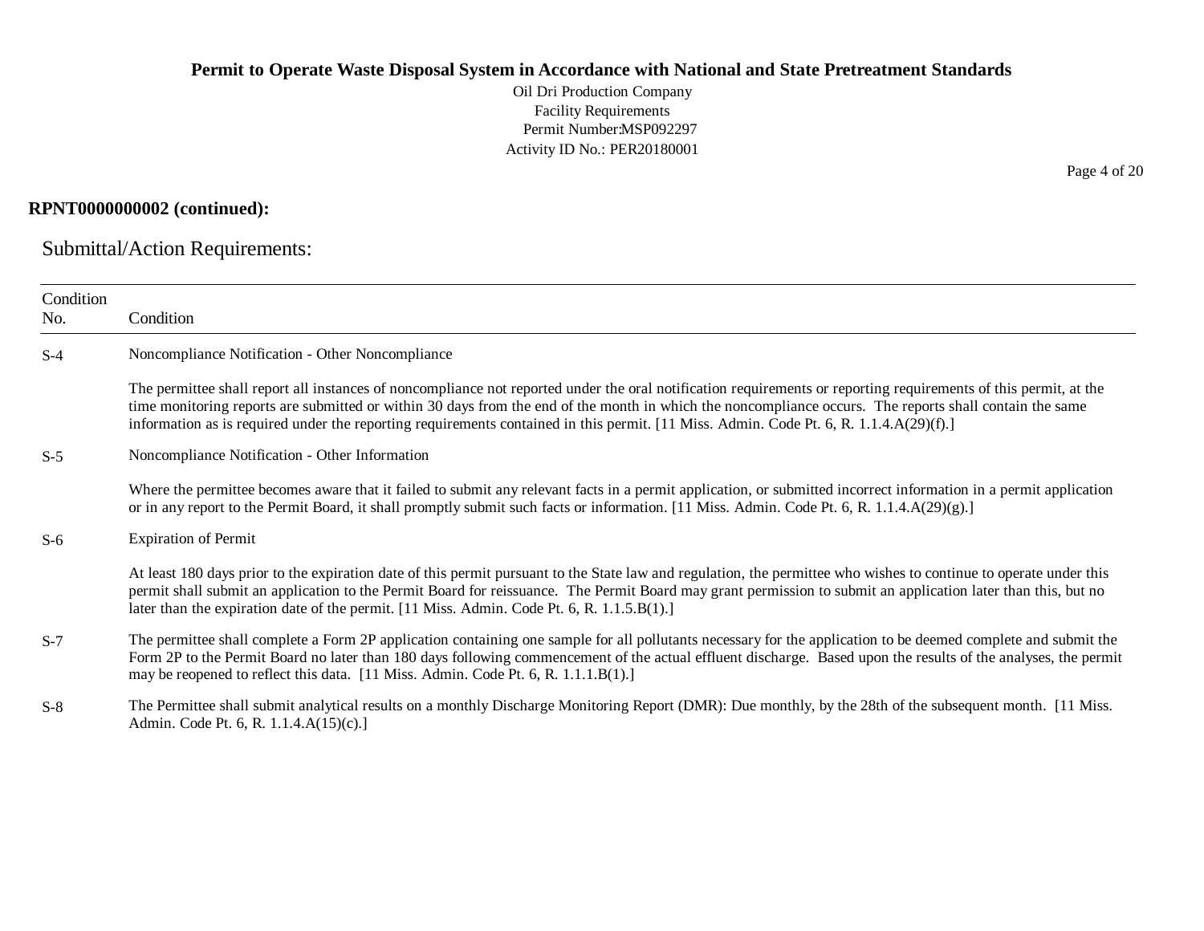**RPNT0000000002 (continued):**

## Submittal/Action Requirements:

| Condition No. | Condition |
|---|---|
| S-4 | Noncompliance Notification - Other Noncompliance<br><br>The permittee shall report all instances of noncompliance not reported under the oral notification requirements or reporting requirements of this permit, at the time monitoring reports are submitted or within 30 days from the end of the month in which the noncompliance occurs. The reports shall contain the same information as is required under the reporting requirements contained in this permit. [11 Miss. Admin. Code Pt. 6, R. 1.1.4.A(29)(f).] |
| S-5 | Noncompliance Notification - Other Information<br><br>Where the permittee becomes aware that it failed to submit any relevant facts in a permit application, or submitted incorrect information in a permit application or in any report to the Permit Board, it shall promptly submit such facts or information. [11 Miss. Admin. Code Pt. 6, R. 1.1.4.A(29)(g).] |
| S-6 | Expiration of Permit<br><br>At least 180 days prior to the expiration date of this permit pursuant to the State law and regulation, the permittee who wishes to continue to operate under this permit shall submit an application to the Permit Board for reissuance. The Permit Board may grant permission to submit an application later than this, but no later than the expiration date of the permit. [11 Miss. Admin. Code Pt. 6, R. 1.1.5.B(1).] |
| S-7 | The permittee shall complete a Form 2P application containing one sample for all pollutants necessary for the application to be deemed complete and submit the Form 2P to the Permit Board no later than 180 days following commencement of the actual effluent discharge. Based upon the results of the analyses, the permit may be reopened to reflect this data. [11 Miss. Admin. Code Pt. 6, R. 1.1.1.B(1).] |
| S-8 | The Permittee shall submit analytical results on a monthly Discharge Monitoring Report (DMR): Due monthly, by the 28th of the subsequent month. [11 Miss. Admin. Code Pt. 6, R. 1.1.4.A(15)(c).] |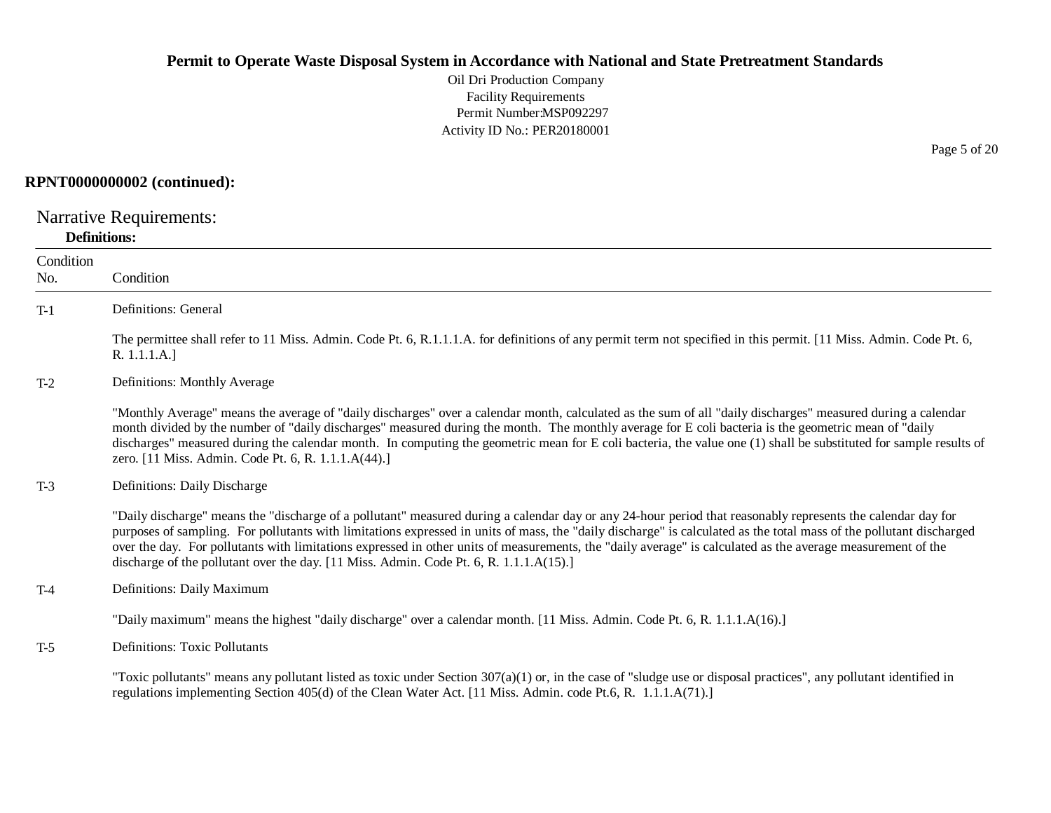**RPNT0000000002 (continued):**

## Narrative Requirements:

**Definitions:**

| Condition No. | Condition |
|---|---|
| T-1 | Definitions: General<br><br>The permittee shall refer to 11 Miss. Admin. Code Pt. 6, R.1.1.1.A. for definitions of any permit term not specified in this permit. [11 Miss. Admin. Code Pt. 6, R. 1.1.1.A.] |
| T-2 | Definitions: Monthly Average<br><br>"Monthly Average" means the average of "daily discharges" over a calendar month, calculated as the sum of all "daily discharges" measured during a calendar month divided by the number of "daily discharges" measured during the month. The monthly average for E coli bacteria is the geometric mean of "daily discharges" measured during the calendar month. In computing the geometric mean for E coli bacteria, the value one (1) shall be substituted for sample results of zero. [11 Miss. Admin. Code Pt. 6, R. 1.1.1.A(44).] |
| T-3 | Definitions: Daily Discharge<br><br>"Daily discharge" means the "discharge of a pollutant" measured during a calendar day or any 24-hour period that reasonably represents the calendar day for purposes of sampling. For pollutants with limitations expressed in units of mass, the "daily discharge" is calculated as the total mass of the pollutant discharged over the day. For pollutants with limitations expressed in other units of measurements, the "daily average" is calculated as the average measurement of the discharge of the pollutant over the day. [11 Miss. Admin. Code Pt. 6, R. 1.1.1.A(15).] |
| T-4 | Definitions: Daily Maximum<br><br>"Daily maximum" means the highest "daily discharge" over a calendar month. [11 Miss. Admin. Code Pt. 6, R. 1.1.1.A(16).] |
| T-5 | Definitions: Toxic Pollutants<br><br>"Toxic pollutants" means any pollutant listed as toxic under Section 307(a)(1) or, in the case of "sludge use or disposal practices", any pollutant identified in regulations implementing Section 405(d) of the Clean Water Act. [11 Miss. Admin. code Pt.6, R. 1.1.1.A(71).] |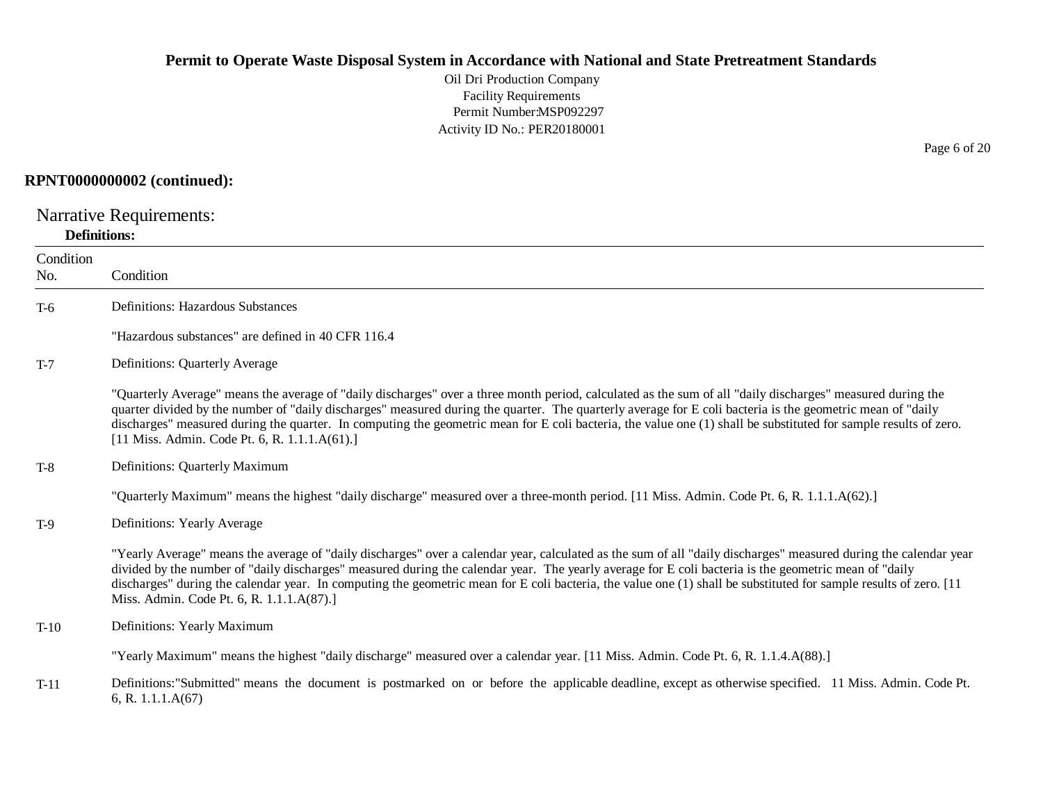**RPNT0000000002 (continued):**

## Narrative Requirements:

### Definitions:

| Condition No. | Condition |
|---|---|
| T-6 | Definitions: Hazardous Substances<br><br>"Hazardous substances" are defined in 40 CFR 116.4 |
| T-7 | Definitions: Quarterly Average<br><br>"Quarterly Average" means the average of "daily discharges" over a three month period, calculated as the sum of all "daily discharges" measured during the quarter divided by the number of "daily discharges" measured during the quarter. The quarterly average for E coli bacteria is the geometric mean of "daily discharges" measured during the quarter. In computing the geometric mean for E coli bacteria, the value one (1) shall be substituted for sample results of zero. [11 Miss. Admin. Code Pt. 6, R. 1.1.1.A(61).] |
| T-8 | Definitions: Quarterly Maximum<br><br>"Quarterly Maximum" means the highest "daily discharge" measured over a three-month period. [11 Miss. Admin. Code Pt. 6, R. 1.1.1.A(62).] |
| T-9 | Definitions: Yearly Average<br><br>"Yearly Average" means the average of "daily discharges" over a calendar year, calculated as the sum of all "daily discharges" measured during the calendar year divided by the number of "daily discharges" measured during the calendar year. The yearly average for E coli bacteria is the geometric mean of "daily discharges" during the calendar year. In computing the geometric mean for E coli bacteria, the value one (1) shall be substituted for sample results of zero. [11 Miss. Admin. Code Pt. 6, R. 1.1.1.A(87).] |
| T-10 | Definitions: Yearly Maximum<br><br>"Yearly Maximum" means the highest "daily discharge" measured over a calendar year. [11 Miss. Admin. Code Pt. 6, R. 1.1.4.A(88).] |
| T-11 | Definitions:"Submitted" means the document is postmarked on or before the applicable deadline, except as otherwise specified. 11 Miss. Admin. Code Pt. 6, R. 1.1.1.A(67) |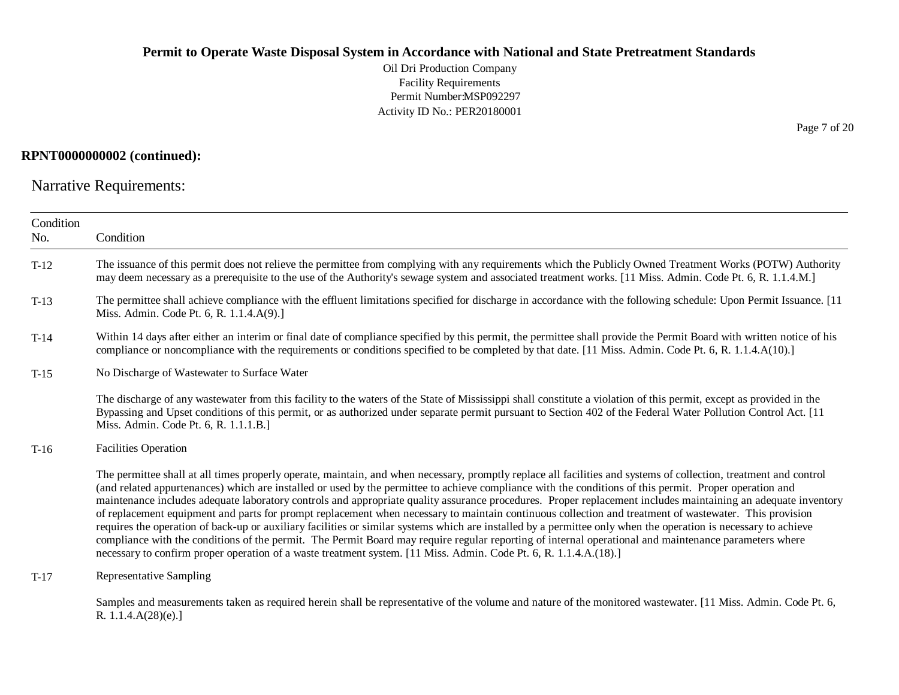**RPNT0000000002 (continued):**

## Narrative Requirements:

| Condition No. | Condition |
|---|---|
| T-12 | The issuance of this permit does not relieve the permittee from complying with any requirements which the Publicly Owned Treatment Works (POTW) Authority may deem necessary as a prerequisite to the use of the Authority's sewage system and associated treatment works. [11 Miss. Admin. Code Pt. 6, R. 1.1.4.M.] |
| T-13 | The permittee shall achieve compliance with the effluent limitations specified for discharge in accordance with the following schedule: Upon Permit Issuance. [11 Miss. Admin. Code Pt. 6, R. 1.1.4.A(9).] |
| T-14 | Within 14 days after either an interim or final date of compliance specified by this permit, the permittee shall provide the Permit Board with written notice of his compliance or noncompliance with the requirements or conditions specified to be completed by that date. [11 Miss. Admin. Code Pt. 6, R. 1.1.4.A(10).] |
| T-15 | No Discharge of Wastewater to Surface Water<br><br>The discharge of any wastewater from this facility to the waters of the State of Mississippi shall constitute a violation of this permit, except as provided in the Bypassing and Upset conditions of this permit, or as authorized under separate permit pursuant to Section 402 of the Federal Water Pollution Control Act. [11 Miss. Admin. Code Pt. 6, R. 1.1.1.B.] |
| T-16 | Facilities Operation<br><br>The permittee shall at all times properly operate, maintain, and when necessary, promptly replace all facilities and systems of collection, treatment and control (and related appurtenances) which are installed or used by the permittee to achieve compliance with the conditions of this permit. Proper operation and maintenance includes adequate laboratory controls and appropriate quality assurance procedures. Proper replacement includes maintaining an adequate inventory of replacement equipment and parts for prompt replacement when necessary to maintain continuous collection and treatment of wastewater. This provision requires the operation of back-up or auxiliary facilities or similar systems which are installed by a permittee only when the operation is necessary to achieve compliance with the conditions of the permit. The Permit Board may require regular reporting of internal operational and maintenance parameters where necessary to confirm proper operation of a waste treatment system. [11 Miss. Admin. Code Pt. 6, R. 1.1.4.A.(18).] |
| T-17 | Representative Sampling<br><br>Samples and measurements taken as required herein shall be representative of the volume and nature of the monitored wastewater. [11 Miss. Admin. Code Pt. 6, R. 1.1.4.A(28)(e).] |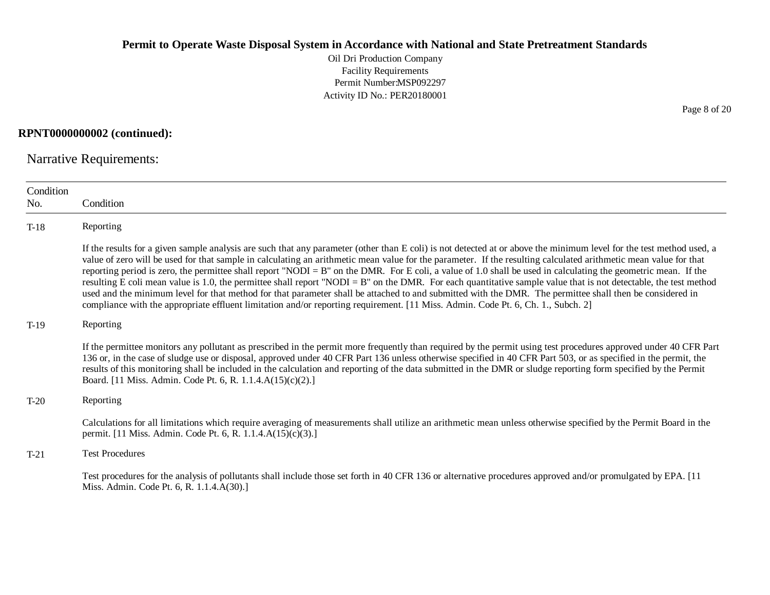**RPNT0000000002 (continued):**

## Narrative Requirements:

| Condition No. | Condition |
|---|---|
| T-18 | Reporting<br><br>If the results for a given sample analysis are such that any parameter (other than E coli) is not detected at or above the minimum level for the test method used, a value of zero will be used for that sample in calculating an arithmetic mean value for the parameter. If the resulting calculated arithmetic mean value for that reporting period is zero, the permittee shall report "NODI = B" on the DMR. For E coli, a value of 1.0 shall be used in calculating the geometric mean. If the resulting E coli mean value is 1.0, the permittee shall report "NODI = B" on the DMR. For each quantitative sample value that is not detectable, the test method used and the minimum level for that method for that parameter shall be attached to and submitted with the DMR. The permittee shall then be considered in compliance with the appropriate effluent limitation and/or reporting requirement. [11 Miss. Admin. Code Pt. 6, Ch. 1., Subch. 2] |
| T-19 | Reporting<br><br>If the permittee monitors any pollutant as prescribed in the permit more frequently than required by the permit using test procedures approved under 40 CFR Part 136 or, in the case of sludge use or disposal, approved under 40 CFR Part 136 unless otherwise specified in 40 CFR Part 503, or as specified in the permit, the results of this monitoring shall be included in the calculation and reporting of the data submitted in the DMR or sludge reporting form specified by the Permit Board. [11 Miss. Admin. Code Pt. 6, R. 1.1.4.A(15)(c)(2).] |
| T-20 | Reporting<br><br>Calculations for all limitations which require averaging of measurements shall utilize an arithmetic mean unless otherwise specified by the Permit Board in the permit. [11 Miss. Admin. Code Pt. 6, R. 1.1.4.A(15)(c)(3).] |
| T-21 | Test Procedures<br><br>Test procedures for the analysis of pollutants shall include those set forth in 40 CFR 136 or alternative procedures approved and/or promulgated by EPA. [11 Miss. Admin. Code Pt. 6, R. 1.1.4.A(30).] |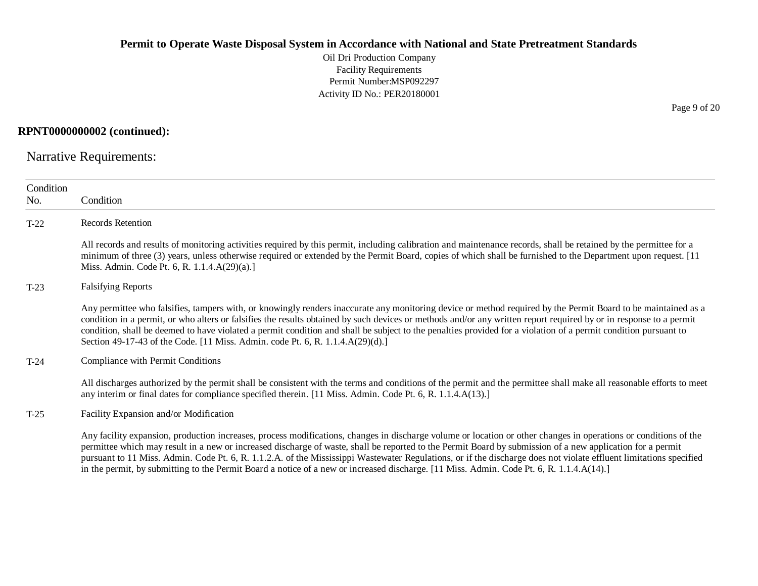**RPNT0000000002 (continued):**

## Narrative Requirements:

| Condition No. | Condition |
|---|---|
| T-22 | Records Retention<br><br>All records and results of monitoring activities required by this permit, including calibration and maintenance records, shall be retained by the permittee for a minimum of three (3) years, unless otherwise required or extended by the Permit Board, copies of which shall be furnished to the Department upon request. [11 Miss. Admin. Code Pt. 6, R. 1.1.4.A(29)(a).] |
| T-23 | Falsifying Reports<br><br>Any permittee who falsifies, tampers with, or knowingly renders inaccurate any monitoring device or method required by the Permit Board to be maintained as a condition in a permit, or who alters or falsifies the results obtained by such devices or methods and/or any written report required by or in response to a permit condition, shall be deemed to have violated a permit condition and shall be subject to the penalties provided for a violation of a permit condition pursuant to Section 49-17-43 of the Code. [11 Miss. Admin. code Pt. 6, R. 1.1.4.A(29)(d).] |
| T-24 | Compliance with Permit Conditions<br><br>All discharges authorized by the permit shall be consistent with the terms and conditions of the permit and the permittee shall make all reasonable efforts to meet any interim or final dates for compliance specified therein. [11 Miss. Admin. Code Pt. 6, R. 1.1.4.A(13).] |
| T-25 | Facility Expansion and/or Modification<br><br>Any facility expansion, production increases, process modifications, changes in discharge volume or location or other changes in operations or conditions of the permittee which may result in a new or increased discharge of waste, shall be reported to the Permit Board by submission of a new application for a permit pursuant to 11 Miss. Admin. Code Pt. 6, R. 1.1.2.A. of the Mississippi Wastewater Regulations, or if the discharge does not violate effluent limitations specified in the permit, by submitting to the Permit Board a notice of a new or increased discharge. [11 Miss. Admin. Code Pt. 6, R. 1.1.4.A(14).] |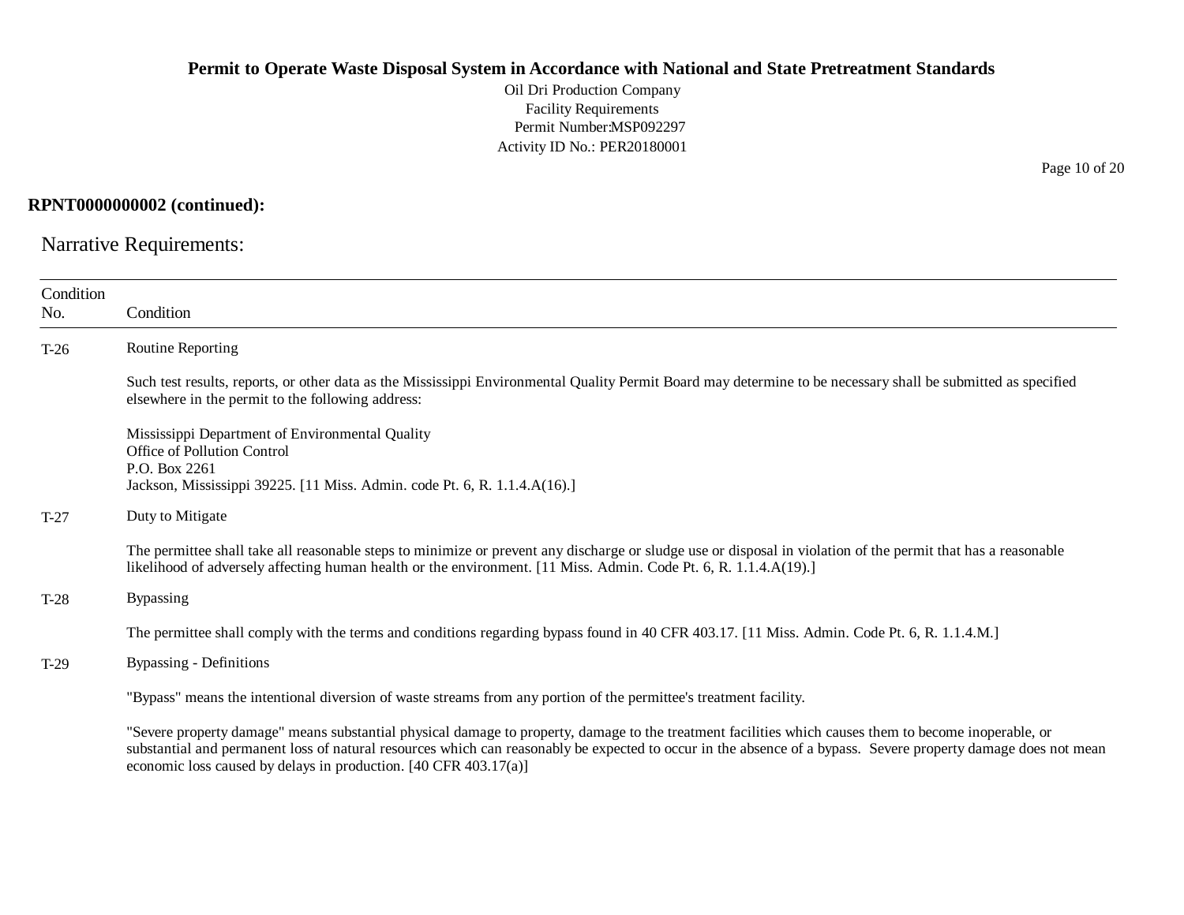**RPNT0000000002 (continued):**

## Narrative Requirements:

| Condition No. | Condition |
|---|---|
| T-26 | Routine Reporting<br><br>Such test results, reports, or other data as the Mississippi Environmental Quality Permit Board may determine to be necessary shall be submitted as specified elsewhere in the permit to the following address:<br><br>Mississippi Department of Environmental Quality<br>Office of Pollution Control<br>P.O. Box 2261<br>Jackson, Mississippi 39225. [11 Miss. Admin. code Pt. 6, R. 1.1.4.A(16).] |
| T-27 | Duty to Mitigate<br><br>The permittee shall take all reasonable steps to minimize or prevent any discharge or sludge use or disposal in violation of the permit that has a reasonable likelihood of adversely affecting human health or the environment. [11 Miss. Admin. Code Pt. 6, R. 1.1.4.A(19).] |
| T-28 | Bypassing<br><br>The permittee shall comply with the terms and conditions regarding bypass found in 40 CFR 403.17. [11 Miss. Admin. Code Pt. 6, R. 1.1.4.M.] |
| T-29 | Bypassing - Definitions<br><br>"Bypass" means the intentional diversion of waste streams from any portion of the permittee's treatment facility.<br><br>"Severe property damage" means substantial physical damage to property, damage to the treatment facilities which causes them to become inoperable, or substantial and permanent loss of natural resources which can reasonably be expected to occur in the absence of a bypass. Severe property damage does not mean economic loss caused by delays in production. [40 CFR 403.17(a)] |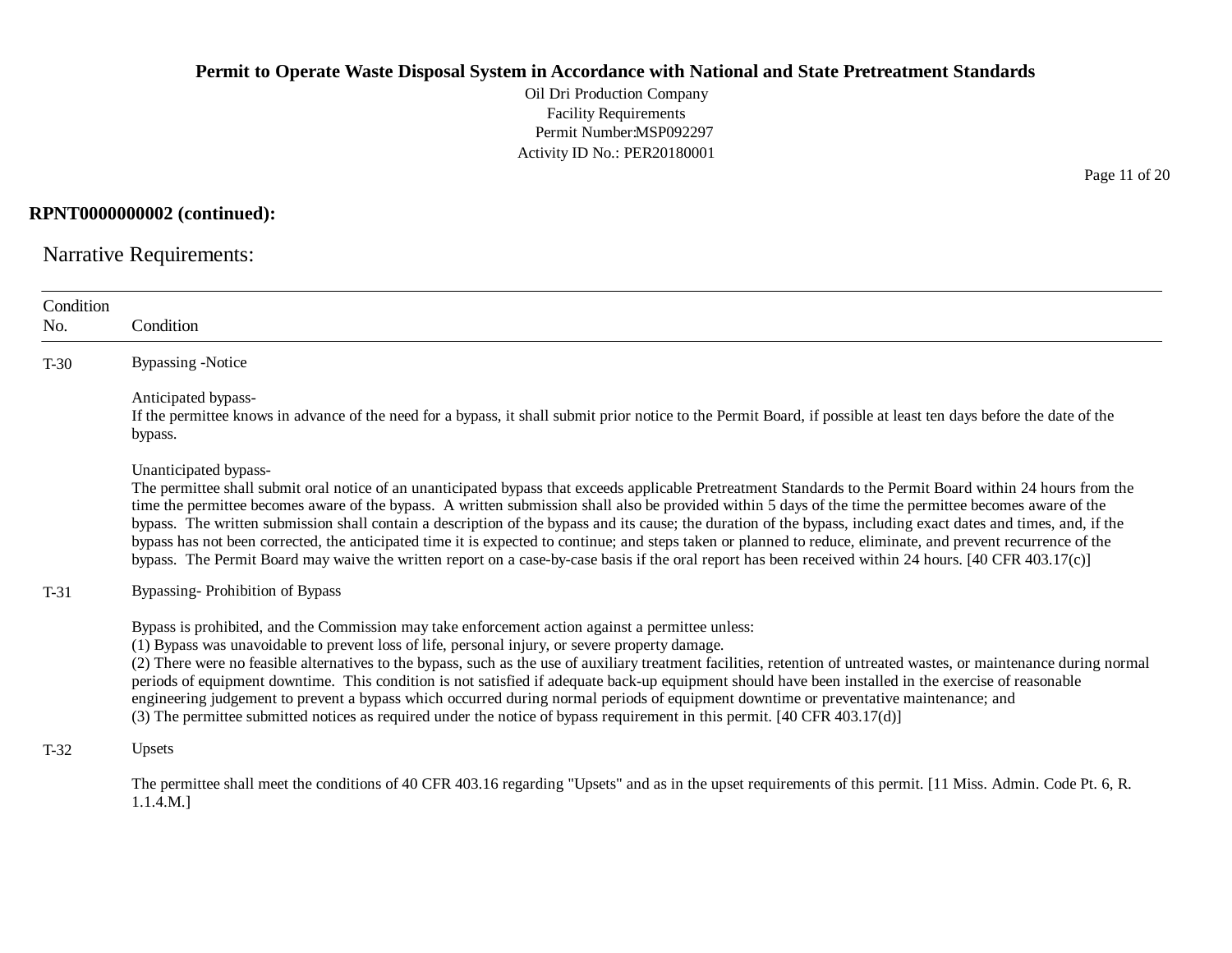**RPNT0000000002 (continued):**

## Narrative Requirements:

| Condition No. | Condition |
|---|---|
| T-30 | Bypassing -Notice<br><br>Anticipated bypass-<br>If the permittee knows in advance of the need for a bypass, it shall submit prior notice to the Permit Board, if possible at least ten days before the date of the bypass.<br><br>Unanticipated bypass-<br>The permittee shall submit oral notice of an unanticipated bypass that exceeds applicable Pretreatment Standards to the Permit Board within 24 hours from the time the permittee becomes aware of the bypass. A written submission shall also be provided within 5 days of the time the permittee becomes aware of the bypass. The written submission shall contain a description of the bypass and its cause; the duration of the bypass, including exact dates and times, and, if the bypass has not been corrected, the anticipated time it is expected to continue; and steps taken or planned to reduce, eliminate, and prevent recurrence of the bypass. The Permit Board may waive the written report on a case-by-case basis if the oral report has been received within 24 hours. [40 CFR 403.17(c)] |
| T-31 | Bypassing- Prohibition of Bypass<br><br>Bypass is prohibited, and the Commission may take enforcement action against a permittee unless:<br>(1) Bypass was unavoidable to prevent loss of life, personal injury, or severe property damage.<br>(2) There were no feasible alternatives to the bypass, such as the use of auxiliary treatment facilities, retention of untreated wastes, or maintenance during normal periods of equipment downtime. This condition is not satisfied if adequate back-up equipment should have been installed in the exercise of reasonable engineering judgement to prevent a bypass which occurred during normal periods of equipment downtime or preventative maintenance; and<br>(3) The permittee submitted notices as required under the notice of bypass requirement in this permit. [40 CFR 403.17(d)] |
| T-32 | Upsets<br><br>The permittee shall meet the conditions of 40 CFR 403.16 regarding "Upsets" and as in the upset requirements of this permit. [11 Miss. Admin. Code Pt. 6, R. 1.1.4.M.] |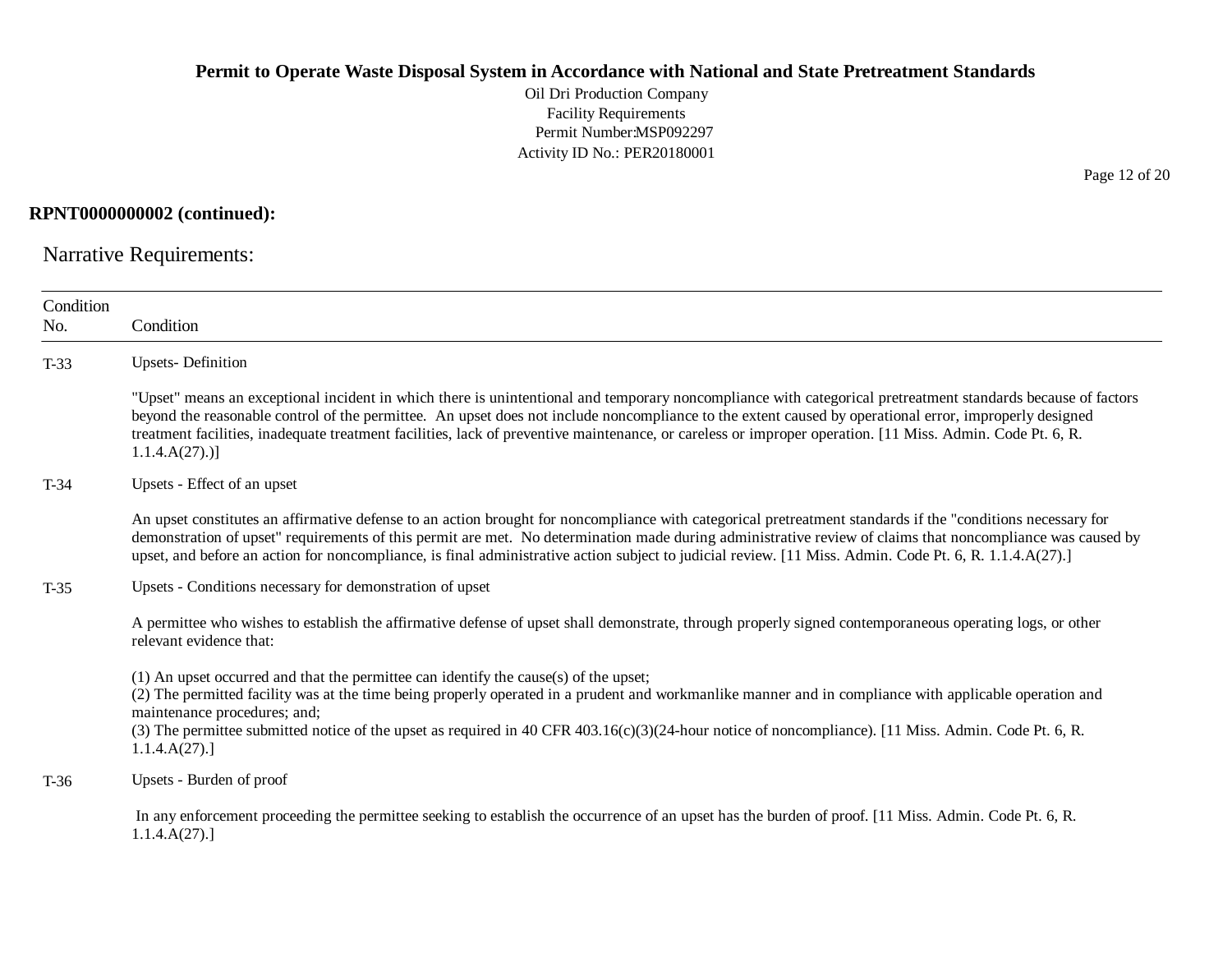**RPNT0000000002 (continued):**

## Narrative Requirements:

| Condition No. | Condition |
|---|---|
| T-33 | Upsets- Definition<br><br>"Upset" means an exceptional incident in which there is unintentional and temporary noncompliance with categorical pretreatment standards because of factors beyond the reasonable control of the permittee. An upset does not include noncompliance to the extent caused by operational error, improperly designed treatment facilities, inadequate treatment facilities, lack of preventive maintenance, or careless or improper operation. [11 Miss. Admin. Code Pt. 6, R. 1.1.4.A(27).)] |
| T-34 | Upsets - Effect of an upset<br><br>An upset constitutes an affirmative defense to an action brought for noncompliance with categorical pretreatment standards if the "conditions necessary for demonstration of upset" requirements of this permit are met. No determination made during administrative review of claims that noncompliance was caused by upset, and before an action for noncompliance, is final administrative action subject to judicial review. [11 Miss. Admin. Code Pt. 6, R. 1.1.4.A(27).] |
| T-35 | Upsets - Conditions necessary for demonstration of upset<br><br>A permittee who wishes to establish the affirmative defense of upset shall demonstrate, through properly signed contemporaneous operating logs, or other relevant evidence that:<br><br>(1) An upset occurred and that the permittee can identify the cause(s) of the upset;<br>(2) The permitted facility was at the time being properly operated in a prudent and workmanlike manner and in compliance with applicable operation and maintenance procedures; and;<br>(3) The permittee submitted notice of the upset as required in 40 CFR 403.16(c)(3)(24-hour notice of noncompliance). [11 Miss. Admin. Code Pt. 6, R. 1.1.4.A(27).] |
| T-36 | Upsets - Burden of proof<br><br>In any enforcement proceeding the permittee seeking to establish the occurrence of an upset has the burden of proof. [11 Miss. Admin. Code Pt. 6, R. 1.1.4.A(27).] |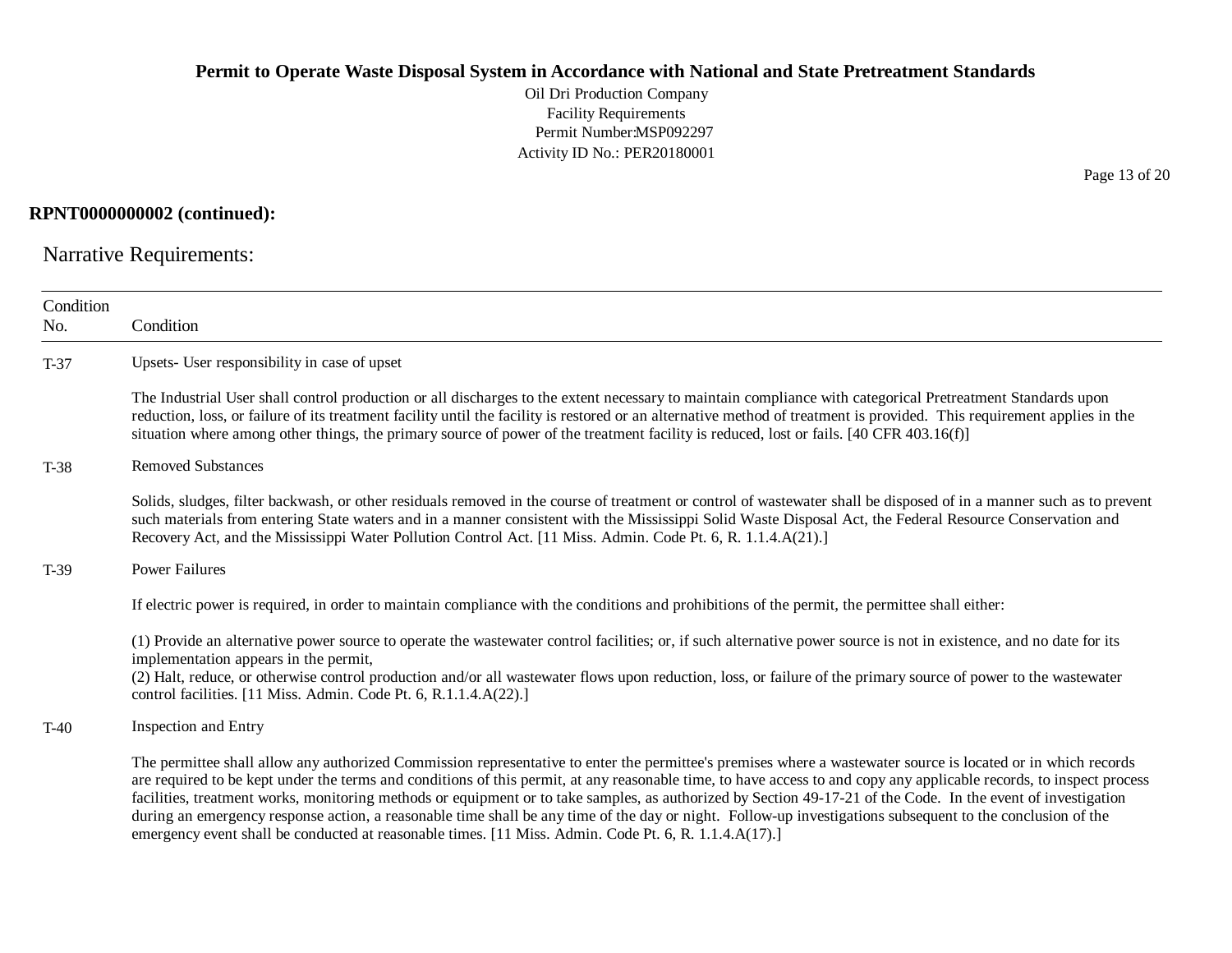**RPNT0000000002 (continued):**

## Narrative Requirements:

| Condition No. | Condition |
|---|---|
| T-37 | Upsets- User responsibility in case of upset<br><br>The Industrial User shall control production or all discharges to the extent necessary to maintain compliance with categorical Pretreatment Standards upon reduction, loss, or failure of its treatment facility until the facility is restored or an alternative method of treatment is provided. This requirement applies in the situation where among other things, the primary source of power of the treatment facility is reduced, lost or fails. [40 CFR 403.16(f)] |
| T-38 | Removed Substances<br><br>Solids, sludges, filter backwash, or other residuals removed in the course of treatment or control of wastewater shall be disposed of in a manner such as to prevent such materials from entering State waters and in a manner consistent with the Mississippi Solid Waste Disposal Act, the Federal Resource Conservation and Recovery Act, and the Mississippi Water Pollution Control Act. [11 Miss. Admin. Code Pt. 6, R. 1.1.4.A(21).] |
| T-39 | Power Failures<br><br>If electric power is required, in order to maintain compliance with the conditions and prohibitions of the permit, the permittee shall either:<br><br>(1) Provide an alternative power source to operate the wastewater control facilities; or, if such alternative power source is not in existence, and no date for its implementation appears in the permit,<br>(2) Halt, reduce, or otherwise control production and/or all wastewater flows upon reduction, loss, or failure of the primary source of power to the wastewater control facilities. [11 Miss. Admin. Code Pt. 6, R.1.1.4.A(22).] |
| T-40 | Inspection and Entry<br><br>The permittee shall allow any authorized Commission representative to enter the permittee's premises where a wastewater source is located or in which records are required to be kept under the terms and conditions of this permit, at any reasonable time, to have access to and copy any applicable records, to inspect process facilities, treatment works, monitoring methods or equipment or to take samples, as authorized by Section 49-17-21 of the Code. In the event of investigation during an emergency response action, a reasonable time shall be any time of the day or night. Follow-up investigations subsequent to the conclusion of the emergency event shall be conducted at reasonable times. [11 Miss. Admin. Code Pt. 6, R. 1.1.4.A(17).] |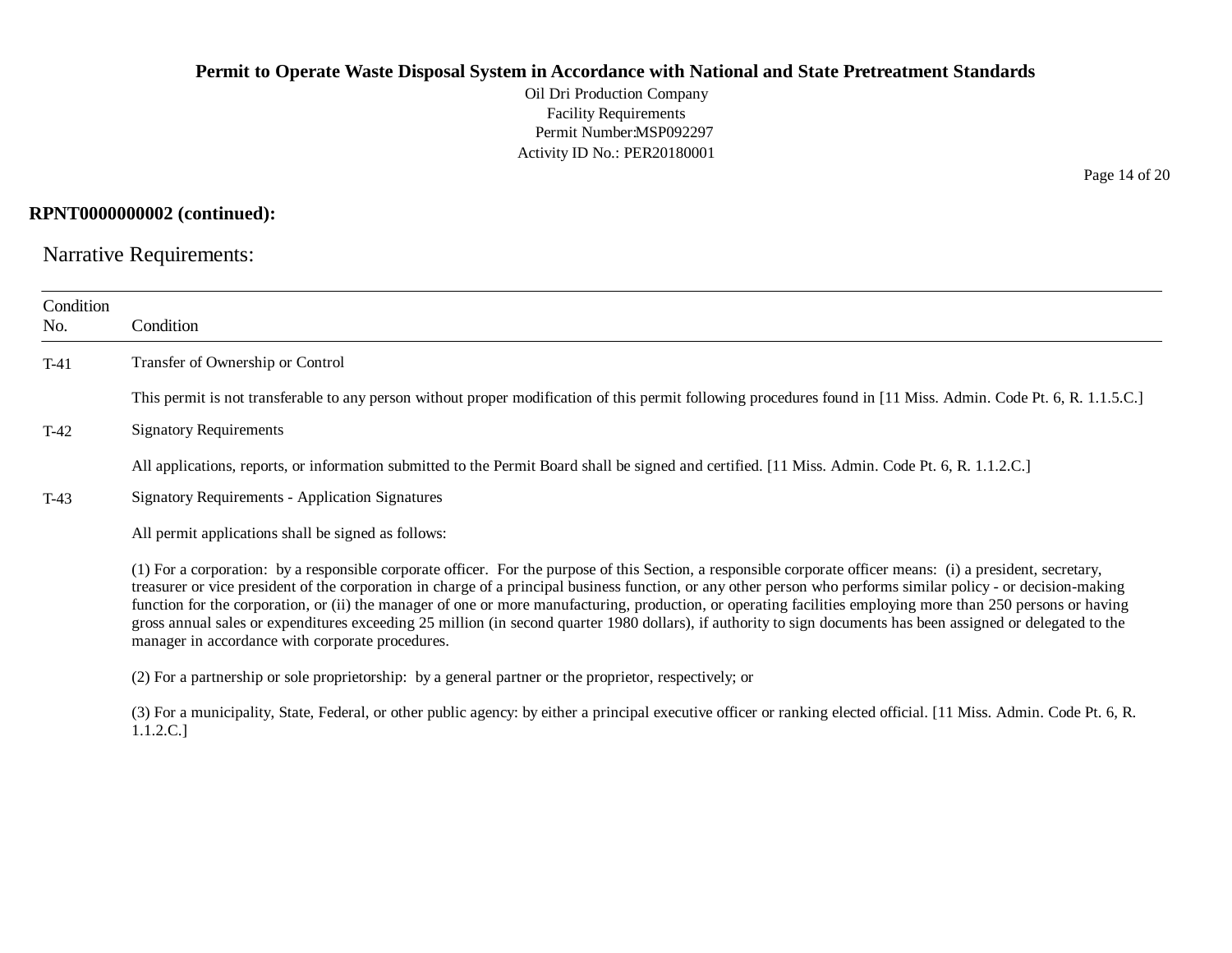**RPNT0000000002 (continued):**

## Narrative Requirements:

| Condition No. | Condition |
|---|---|
| T-41 | Transfer of Ownership or Control<br><br>This permit is not transferable to any person without proper modification of this permit following procedures found in [11 Miss. Admin. Code Pt. 6, R. 1.1.5.C.] |
| T-42 | Signatory Requirements<br><br>All applications, reports, or information submitted to the Permit Board shall be signed and certified. [11 Miss. Admin. Code Pt. 6, R. 1.1.2.C.] |
| T-43 | Signatory Requirements - Application Signatures<br><br>All permit applications shall be signed as follows:<br><br>(1) For a corporation: by a responsible corporate officer. For the purpose of this Section, a responsible corporate officer means: (i) a president, secretary, treasurer or vice president of the corporation in charge of a principal business function, or any other person who performs similar policy - or decision-making function for the corporation, or (ii) the manager of one or more manufacturing, production, or operating facilities employing more than 250 persons or having gross annual sales or expenditures exceeding 25 million (in second quarter 1980 dollars), if authority to sign documents has been assigned or delegated to the manager in accordance with corporate procedures.<br><br>(2) For a partnership or sole proprietorship: by a general partner or the proprietor, respectively; or<br><br>(3) For a municipality, State, Federal, or other public agency: by either a principal executive officer or ranking elected official. [11 Miss. Admin. Code Pt. 6, R. 1.1.2.C.] |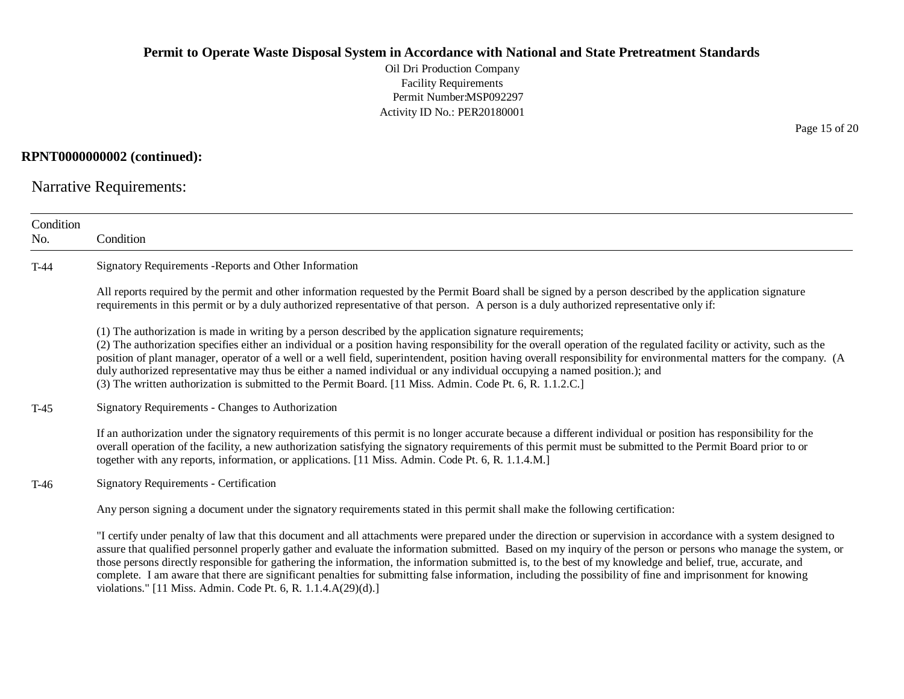**RPNT0000000002 (continued):**

## Narrative Requirements:

| Condition No. | Condition |
|---|---|
| T-44 | Signatory Requirements -Reports and Other Information<br><br>All reports required by the permit and other information requested by the Permit Board shall be signed by a person described by the application signature requirements in this permit or by a duly authorized representative of that person. A person is a duly authorized representative only if:<br><br>(1) The authorization is made in writing by a person described by the application signature requirements;<br>(2) The authorization specifies either an individual or a position having responsibility for the overall operation of the regulated facility or activity, such as the position of plant manager, operator of a well or a well field, superintendent, position having overall responsibility for environmental matters for the company. (A duly authorized representative may thus be either a named individual or any individual occupying a named position.); and<br>(3) The written authorization is submitted to the Permit Board. [11 Miss. Admin. Code Pt. 6, R. 1.1.2.C.] |
| T-45 | Signatory Requirements - Changes to Authorization<br><br>If an authorization under the signatory requirements of this permit is no longer accurate because a different individual or position has responsibility for the overall operation of the facility, a new authorization satisfying the signatory requirements of this permit must be submitted to the Permit Board prior to or together with any reports, information, or applications. [11 Miss. Admin. Code Pt. 6, R. 1.1.4.M.] |
| T-46 | Signatory Requirements - Certification<br><br>Any person signing a document under the signatory requirements stated in this permit shall make the following certification:<br><br>"I certify under penalty of law that this document and all attachments were prepared under the direction or supervision in accordance with a system designed to assure that qualified personnel properly gather and evaluate the information submitted. Based on my inquiry of the person or persons who manage the system, or those persons directly responsible for gathering the information, the information submitted is, to the best of my knowledge and belief, true, accurate, and complete. I am aware that there are significant penalties for submitting false information, including the possibility of fine and imprisonment for knowing violations." [11 Miss. Admin. Code Pt. 6, R. 1.1.4.A(29)(d).] |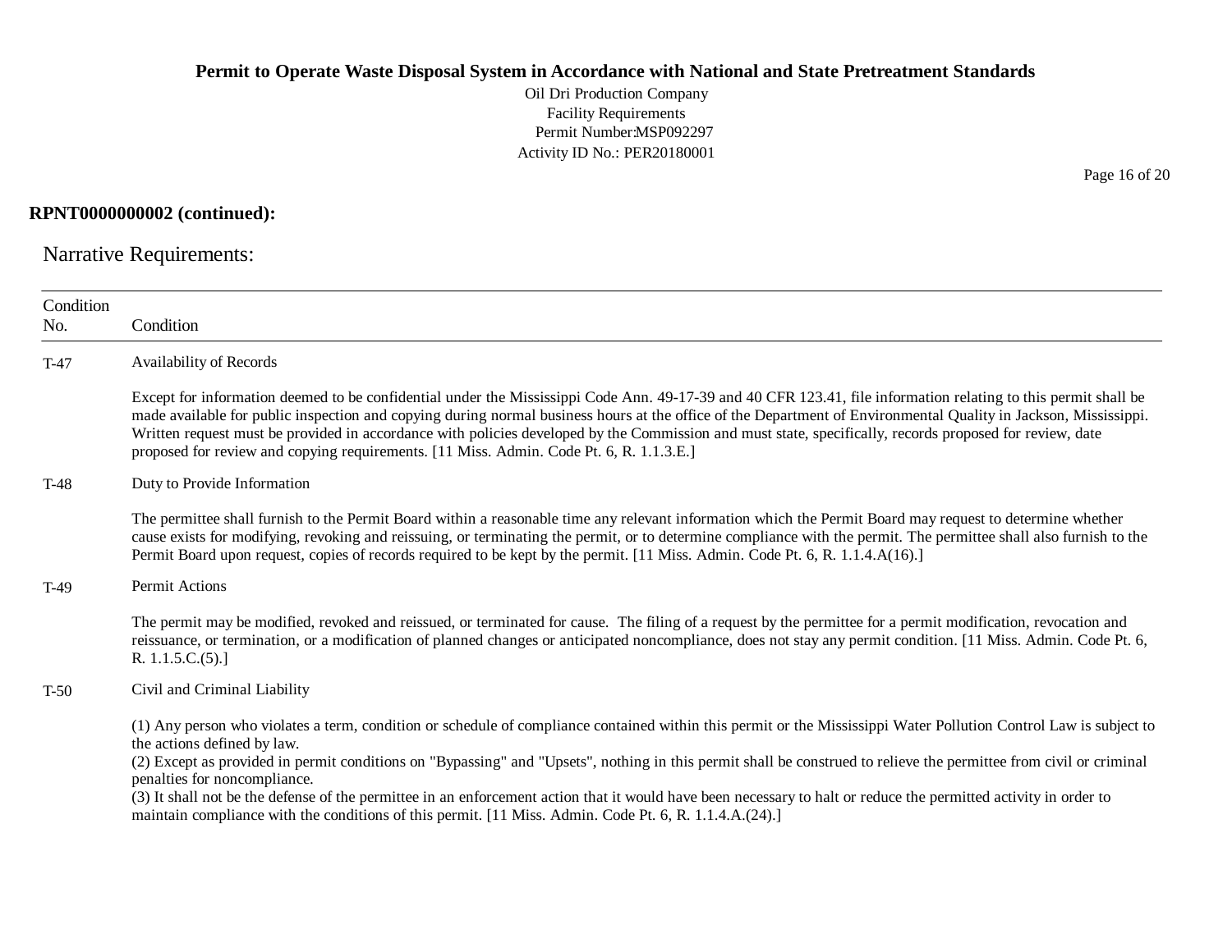**RPNT0000000002 (continued):**

## Narrative Requirements:

| Condition No. | Condition |
|---|---|
| T-47 | Availability of Records<br><br>Except for information deemed to be confidential under the Mississippi Code Ann. 49-17-39 and 40 CFR 123.41, file information relating to this permit shall be made available for public inspection and copying during normal business hours at the office of the Department of Environmental Quality in Jackson, Mississippi. Written request must be provided in accordance with policies developed by the Commission and must state, specifically, records proposed for review, date proposed for review and copying requirements. [11 Miss. Admin. Code Pt. 6, R. 1.1.3.E.] |
| T-48 | Duty to Provide Information<br><br>The permittee shall furnish to the Permit Board within a reasonable time any relevant information which the Permit Board may request to determine whether cause exists for modifying, revoking and reissuing, or terminating the permit, or to determine compliance with the permit. The permittee shall also furnish to the Permit Board upon request, copies of records required to be kept by the permit. [11 Miss. Admin. Code Pt. 6, R. 1.1.4.A(16).] |
| T-49 | Permit Actions<br><br>The permit may be modified, revoked and reissued, or terminated for cause. The filing of a request by the permittee for a permit modification, revocation and reissuance, or termination, or a modification of planned changes or anticipated noncompliance, does not stay any permit condition. [11 Miss. Admin. Code Pt. 6, R. 1.1.5.C.(5).] |
| T-50 | Civil and Criminal Liability<br><br>(1) Any person who violates a term, condition or schedule of compliance contained within this permit or the Mississippi Water Pollution Control Law is subject to the actions defined by law.<br>(2) Except as provided in permit conditions on "Bypassing" and "Upsets", nothing in this permit shall be construed to relieve the permittee from civil or criminal penalties for noncompliance.<br>(3) It shall not be the defense of the permittee in an enforcement action that it would have been necessary to halt or reduce the permitted activity in order to maintain compliance with the conditions of this permit. [11 Miss. Admin. Code Pt. 6, R. 1.1.4.A.(24).] |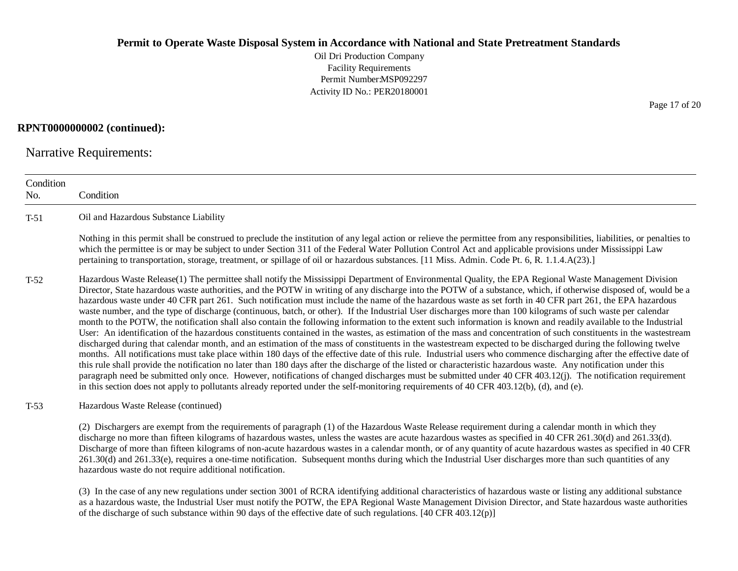**RPNT0000000002 (continued):**

## Narrative Requirements:

| Condition No. | Condition |
|---|---|
| T-51 | Oil and Hazardous Substance Liability<br><br>Nothing in this permit shall be construed to preclude the institution of any legal action or relieve the permittee from any responsibilities, liabilities, or penalties to which the permittee is or may be subject to under Section 311 of the Federal Water Pollution Control Act and applicable provisions under Mississippi Law pertaining to transportation, storage, treatment, or spillage of oil or hazardous substances. [11 Miss. Admin. Code Pt. 6, R. 1.1.4.A(23).] |
| T-52 | Hazardous Waste Release(1) The permittee shall notify the Mississippi Department of Environmental Quality, the EPA Regional Waste Management Division Director, State hazardous waste authorities, and the POTW in writing of any discharge into the POTW of a substance, which, if otherwise disposed of, would be a hazardous waste under 40 CFR part 261. Such notification must include the name of the hazardous waste as set forth in 40 CFR part 261, the EPA hazardous waste number, and the type of discharge (continuous, batch, or other). If the Industrial User discharges more than 100 kilograms of such waste per calendar month to the POTW, the notification shall also contain the following information to the extent such information is known and readily available to the Industrial User: An identification of the hazardous constituents contained in the wastes, as estimation of the mass and concentration of such constituents in the wastestream discharged during that calendar month, and an estimation of the mass of constituents in the wastestream expected to be discharged during the following twelve months. All notifications must take place within 180 days of the effective date of this rule. Industrial users who commence discharging after the effective date of this rule shall provide the notification no later than 180 days after the discharge of the listed or characteristic hazardous waste. Any notification under this paragraph need be submitted only once. However, notifications of changed discharges must be submitted under 40 CFR 403.12(j). The notification requirement in this section does not apply to pollutants already reported under the self-monitoring requirements of 40 CFR 403.12(b), (d), and (e). |
| T-53 | Hazardous Waste Release (continued)<br><br>(2) Dischargers are exempt from the requirements of paragraph (1) of the Hazardous Waste Release requirement during a calendar month in which they discharge no more than fifteen kilograms of hazardous wastes, unless the wastes are acute hazardous wastes as specified in 40 CFR 261.30(d) and 261.33(d). Discharge of more than fifteen kilograms of non-acute hazardous wastes in a calendar month, or of any quantity of acute hazardous wastes as specified in 40 CFR 261.30(d) and 261.33(e), requires a one-time notification. Subsequent months during which the Industrial User discharges more than such quantities of any hazardous waste do not require additional notification.<br><br>(3) In the case of any new regulations under section 3001 of RCRA identifying additional characteristics of hazardous waste or listing any additional substance as a hazardous waste, the Industrial User must notify the POTW, the EPA Regional Waste Management Division Director, and State hazardous waste authorities of the discharge of such substance within 90 days of the effective date of such regulations. [40 CFR 403.12(p)] |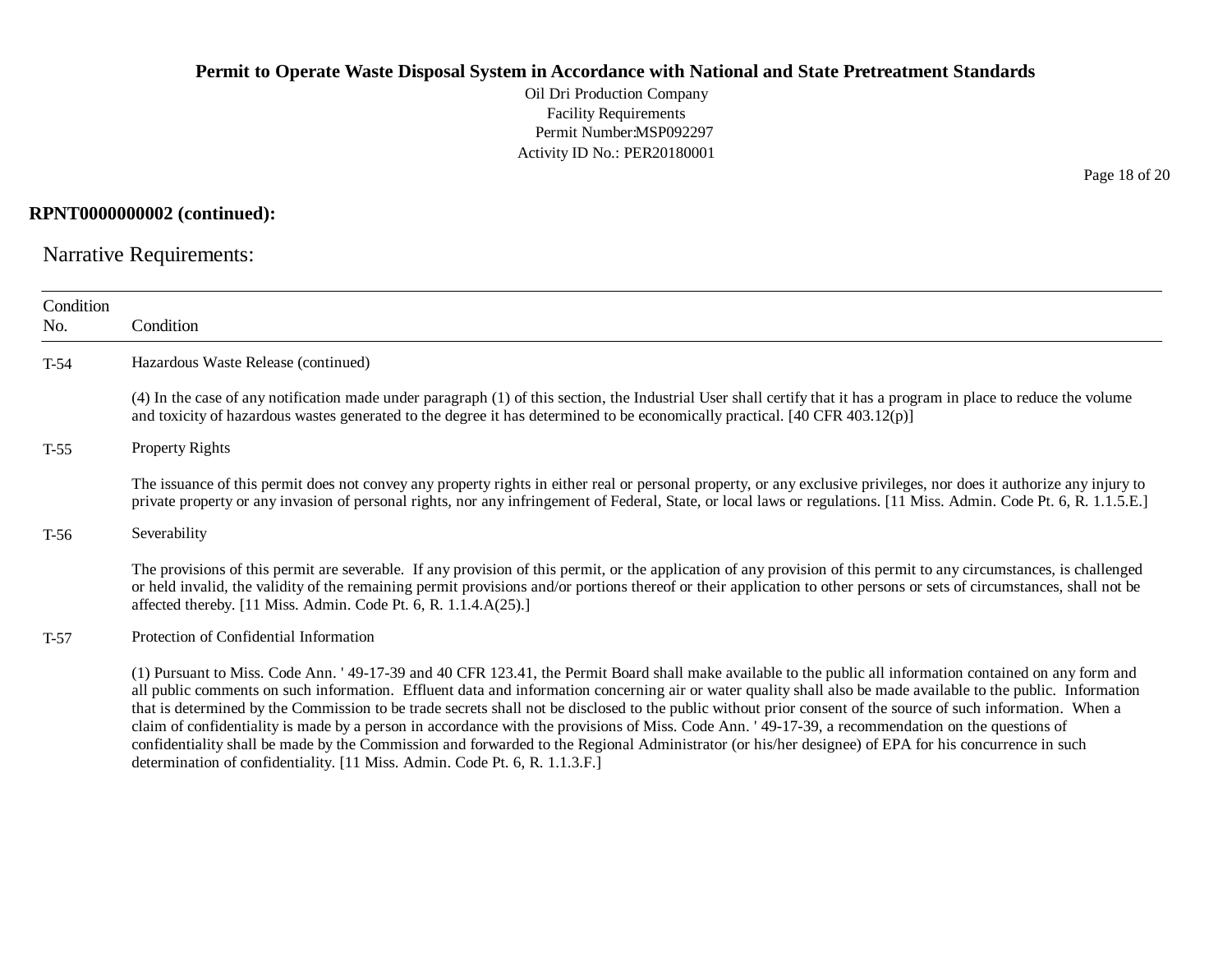**RPNT0000000002 (continued):**

## Narrative Requirements:

| Condition No. | Condition |
|---|---|
| T-54 | Hazardous Waste Release (continued)<br><br>(4) In the case of any notification made under paragraph (1) of this section, the Industrial User shall certify that it has a program in place to reduce the volume and toxicity of hazardous wastes generated to the degree it has determined to be economically practical. [40 CFR 403.12(p)] |
| T-55 | Property Rights<br><br>The issuance of this permit does not convey any property rights in either real or personal property, or any exclusive privileges, nor does it authorize any injury to private property or any invasion of personal rights, nor any infringement of Federal, State, or local laws or regulations. [11 Miss. Admin. Code Pt. 6, R. 1.1.5.E.] |
| T-56 | Severability<br><br>The provisions of this permit are severable. If any provision of this permit, or the application of any provision of this permit to any circumstances, is challenged or held invalid, the validity of the remaining permit provisions and/or portions thereof or their application to other persons or sets of circumstances, shall not be affected thereby. [11 Miss. Admin. Code Pt. 6, R. 1.1.4.A(25).] |
| T-57 | Protection of Confidential Information<br><br>(1) Pursuant to Miss. Code Ann. ' 49-17-39 and 40 CFR 123.41, the Permit Board shall make available to the public all information contained on any form and all public comments on such information. Effluent data and information concerning air or water quality shall also be made available to the public. Information that is determined by the Commission to be trade secrets shall not be disclosed to the public without prior consent of the source of such information. When a claim of confidentiality is made by a person in accordance with the provisions of Miss. Code Ann. ' 49-17-39, a recommendation on the questions of confidentiality shall be made by the Commission and forwarded to the Regional Administrator (or his/her designee) of EPA for his concurrence in such determination of confidentiality. [11 Miss. Admin. Code Pt. 6, R. 1.1.3.F.] |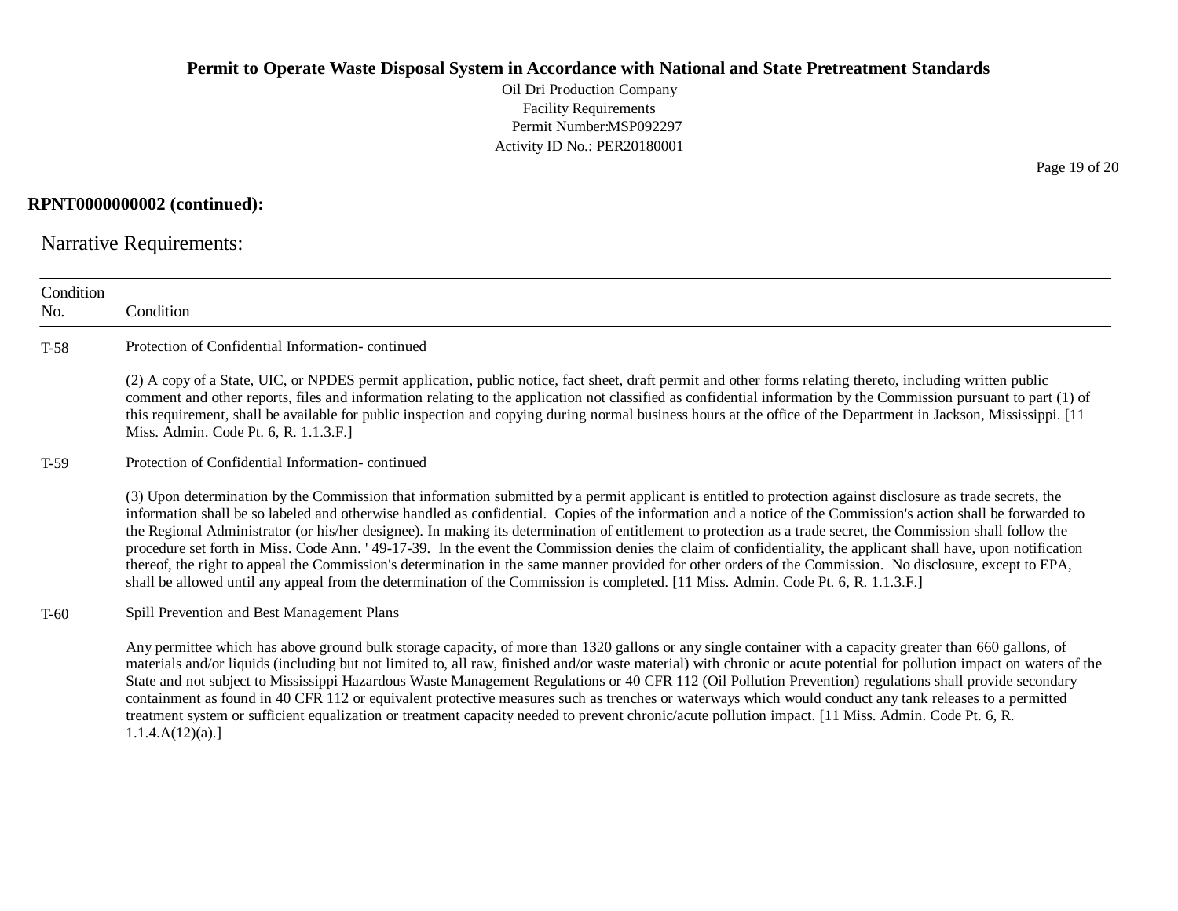**RPNT0000000002 (continued):**

## Narrative Requirements:

| Condition No. | Condition |
|---|---|
| T-58 | Protection of Confidential Information- continued<br><br>(2) A copy of a State, UIC, or NPDES permit application, public notice, fact sheet, draft permit and other forms relating thereto, including written public comment and other reports, files and information relating to the application not classified as confidential information by the Commission pursuant to part (1) of this requirement, shall be available for public inspection and copying during normal business hours at the office of the Department in Jackson, Mississippi. [11 Miss. Admin. Code Pt. 6, R. 1.1.3.F.] |
| T-59 | Protection of Confidential Information- continued<br><br>(3) Upon determination by the Commission that information submitted by a permit applicant is entitled to protection against disclosure as trade secrets, the information shall be so labeled and otherwise handled as confidential. Copies of the information and a notice of the Commission's action shall be forwarded to the Regional Administrator (or his/her designee). In making its determination of entitlement to protection as a trade secret, the Commission shall follow the procedure set forth in Miss. Code Ann. ' 49-17-39. In the event the Commission denies the claim of confidentiality, the applicant shall have, upon notification thereof, the right to appeal the Commission's determination in the same manner provided for other orders of the Commission. No disclosure, except to EPA, shall be allowed until any appeal from the determination of the Commission is completed. [11 Miss. Admin. Code Pt. 6, R. 1.1.3.F.] |
| T-60 | Spill Prevention and Best Management Plans<br><br>Any permittee which has above ground bulk storage capacity, of more than 1320 gallons or any single container with a capacity greater than 660 gallons, of materials and/or liquids (including but not limited to, all raw, finished and/or waste material) with chronic or acute potential for pollution impact on waters of the State and not subject to Mississippi Hazardous Waste Management Regulations or 40 CFR 112 (Oil Pollution Prevention) regulations shall provide secondary containment as found in 40 CFR 112 or equivalent protective measures such as trenches or waterways which would conduct any tank releases to a permitted treatment system or sufficient equalization or treatment capacity needed to prevent chronic/acute pollution impact. [11 Miss. Admin. Code Pt. 6, R. 1.1.4.A(12)(a).] |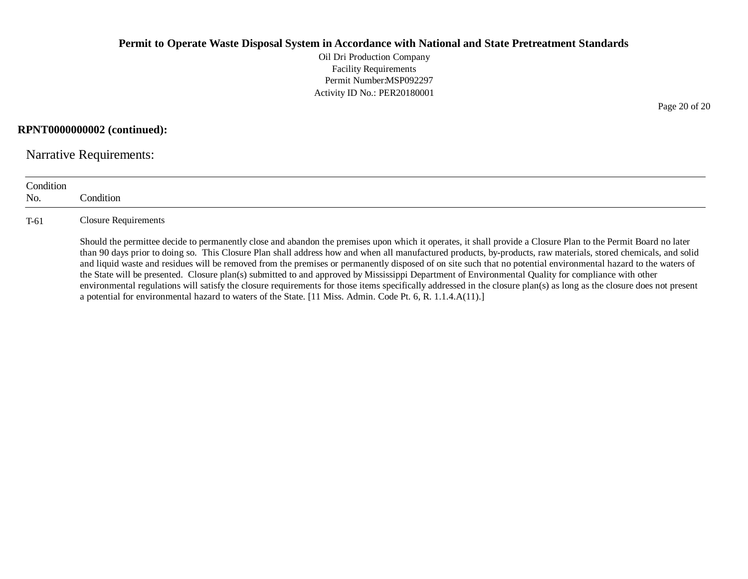**RPNT0000000002 (continued):**

## Narrative Requirements:

| Condition No. | Condition |
|---|---|
| T-61 | Closure Requirements<br><br>Should the permittee decide to permanently close and abandon the premises upon which it operates, it shall provide a Closure Plan to the Permit Board no later than 90 days prior to doing so. This Closure Plan shall address how and when all manufactured products, by-products, raw materials, stored chemicals, and solid and liquid waste and residues will be removed from the premises or permanently disposed of on site such that no potential environmental hazard to the waters of the State will be presented. Closure plan(s) submitted to and approved by Mississippi Department of Environmental Quality for compliance with other environmental regulations will satisfy the closure requirements for those items specifically addressed in the closure plan(s) as long as the closure does not present a potential for environmental hazard to waters of the State. [11 Miss. Admin. Code Pt. 6, R. 1.1.4.A(11).] |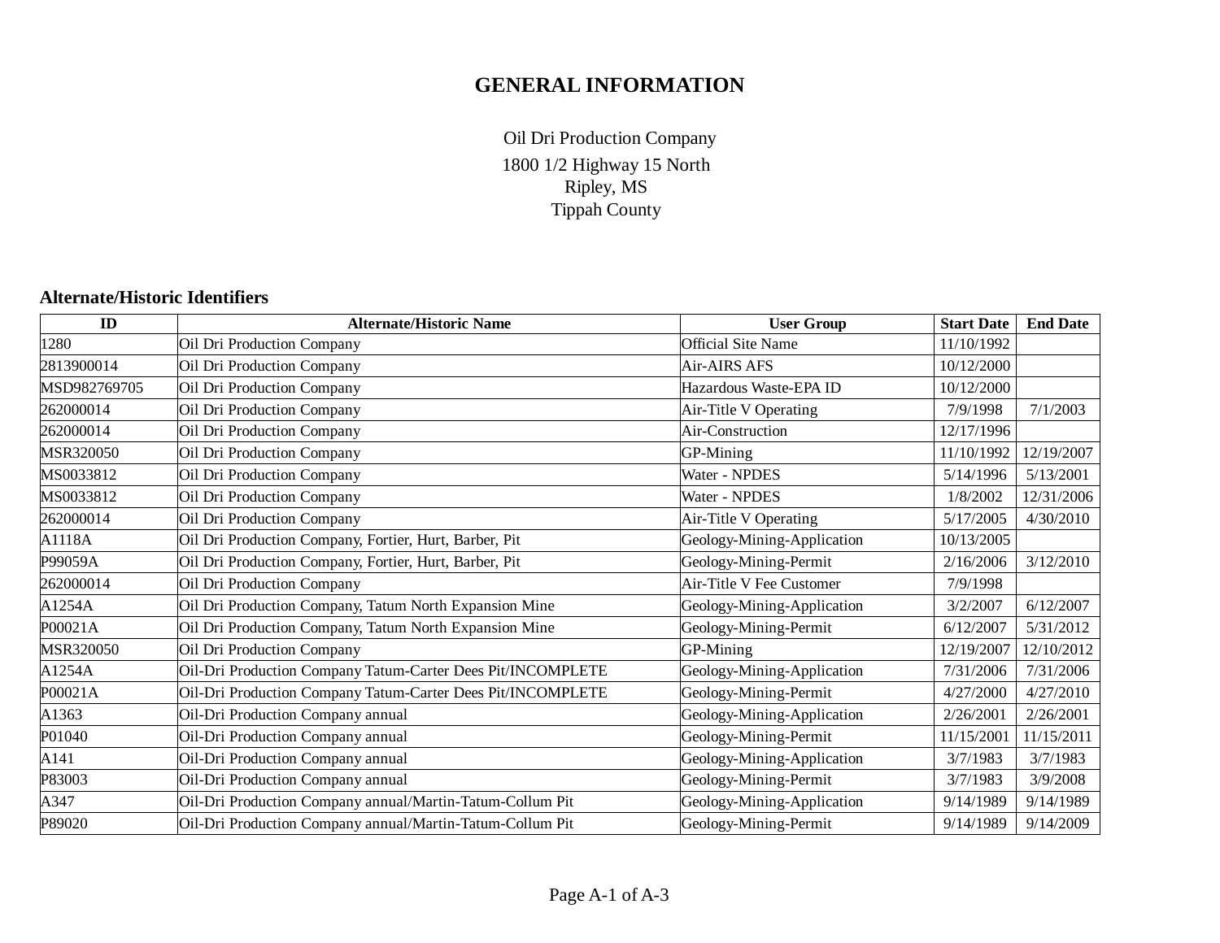# GENERAL INFORMATION

Oil Dri Production Company
1800 1/2 Highway 15 North
Ripley, MS
Tippah County

## Alternate/Historic Identifiers

| ID | Alternate/Historic Name | User Group | Start Date | End Date |
|---|---|---|---|---|
| 1280 | Oil Dri Production Company | Official Site Name | 11/10/1992 | |
| 2813900014 | Oil Dri Production Company | Air-AIRS AFS | 10/12/2000 | |
| MSD982769705 | Oil Dri Production Company | Hazardous Waste-EPA ID | 10/12/2000 | |
| 262000014 | Oil Dri Production Company | Air-Title V Operating | 7/9/1998 | 7/1/2003 |
| 262000014 | Oil Dri Production Company | Air-Construction | 12/17/1996 | |
| MSR320050 | Oil Dri Production Company | GP-Mining | 11/10/1992 | 12/19/2007 |
| MS0033812 | Oil Dri Production Company | Water - NPDES | 5/14/1996 | 5/13/2001 |
| MS0033812 | Oil Dri Production Company | Water - NPDES | 1/8/2002 | 12/31/2006 |
| 262000014 | Oil Dri Production Company | Air-Title V Operating | 5/17/2005 | 4/30/2010 |
| A1118A | Oil Dri Production Company, Fortier, Hurt, Barber, Pit | Geology-Mining-Application | 10/13/2005 | |
| P99059A | Oil Dri Production Company, Fortier, Hurt, Barber, Pit | Geology-Mining-Permit | 2/16/2006 | 3/12/2010 |
| 262000014 | Oil Dri Production Company | Air-Title V Fee Customer | 7/9/1998 | |
| A1254A | Oil Dri Production Company, Tatum North Expansion Mine | Geology-Mining-Application | 3/2/2007 | 6/12/2007 |
| P00021A | Oil Dri Production Company, Tatum North Expansion Mine | Geology-Mining-Permit | 6/12/2007 | 5/31/2012 |
| MSR320050 | Oil Dri Production Company | GP-Mining | 12/19/2007 | 12/10/2012 |
| A1254A | Oil-Dri Production Company Tatum-Carter Dees Pit/INCOMPLETE | Geology-Mining-Application | 7/31/2006 | 7/31/2006 |
| P00021A | Oil-Dri Production Company Tatum-Carter Dees Pit/INCOMPLETE | Geology-Mining-Permit | 4/27/2000 | 4/27/2010 |
| A1363 | Oil-Dri Production Company annual | Geology-Mining-Application | 2/26/2001 | 2/26/2001 |
| P01040 | Oil-Dri Production Company annual | Geology-Mining-Permit | 11/15/2001 | 11/15/2011 |
| A141 | Oil-Dri Production Company annual | Geology-Mining-Application | 3/7/1983 | 3/7/1983 |
| P83003 | Oil-Dri Production Company annual | Geology-Mining-Permit | 3/7/1983 | 3/9/2008 |
| A347 | Oil-Dri Production Company annual/Martin-Tatum-Collum Pit | Geology-Mining-Application | 9/14/1989 | 9/14/1989 |
| P89020 | Oil-Dri Production Company annual/Martin-Tatum-Collum Pit | Geology-Mining-Permit | 9/14/1989 | 9/14/2009 |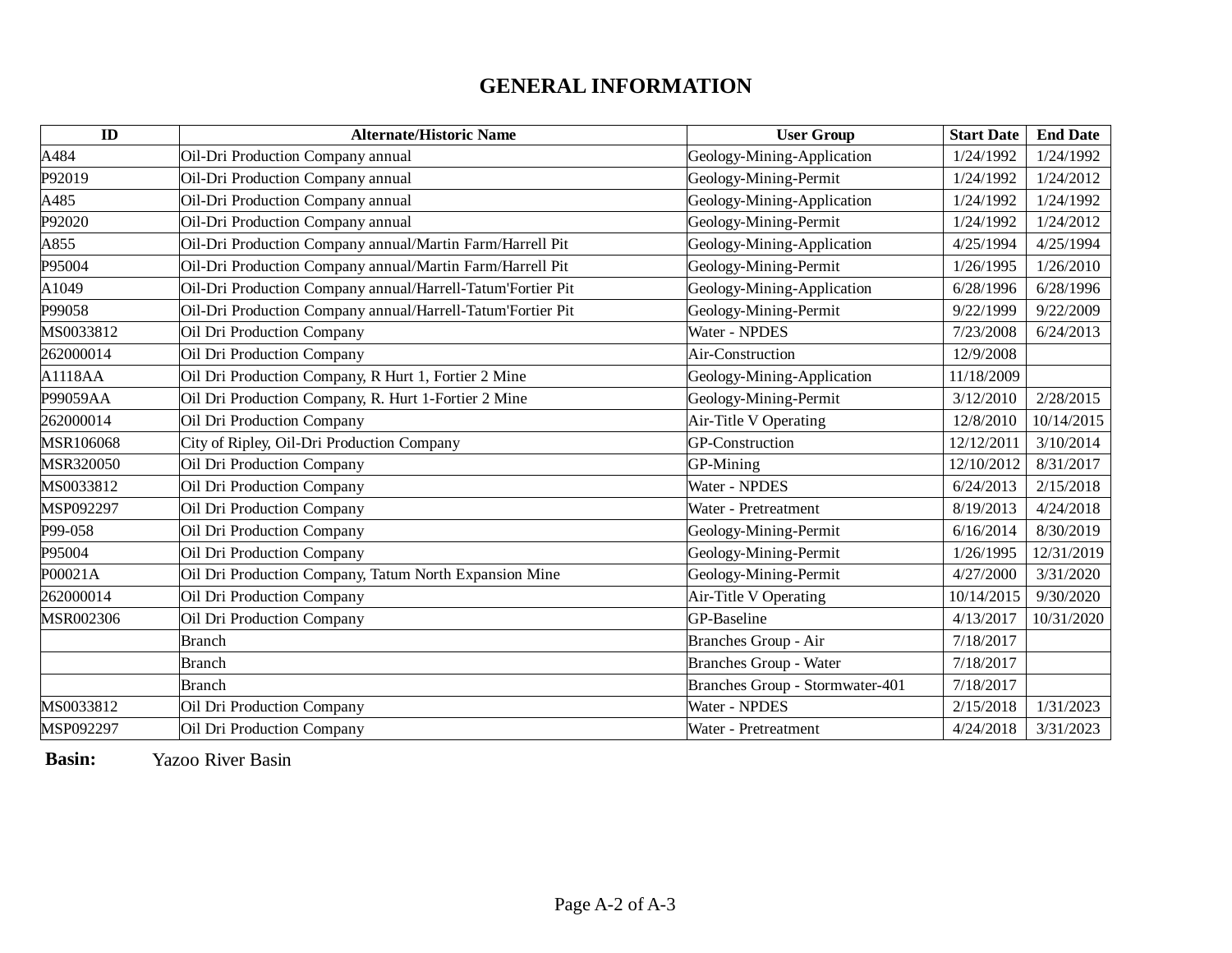# GENERAL INFORMATION

| ID | Alternate/Historic Name | User Group | Start Date | End Date |
|---|---|---|---|---|
| A484 | Oil-Dri Production Company annual | Geology-Mining-Application | 1/24/1992 | 1/24/1992 |
| P92019 | Oil-Dri Production Company annual | Geology-Mining-Permit | 1/24/1992 | 1/24/2012 |
| A485 | Oil-Dri Production Company annual | Geology-Mining-Application | 1/24/1992 | 1/24/1992 |
| P92020 | Oil-Dri Production Company annual | Geology-Mining-Permit | 1/24/1992 | 1/24/2012 |
| A855 | Oil-Dri Production Company annual/Martin Farm/Harrell Pit | Geology-Mining-Application | 4/25/1994 | 4/25/1994 |
| P95004 | Oil-Dri Production Company annual/Martin Farm/Harrell Pit | Geology-Mining-Permit | 1/26/1995 | 1/26/2010 |
| A1049 | Oil-Dri Production Company annual/Harrell-Tatum'Fortier Pit | Geology-Mining-Application | 6/28/1996 | 6/28/1996 |
| P99058 | Oil-Dri Production Company annual/Harrell-Tatum'Fortier Pit | Geology-Mining-Permit | 9/22/1999 | 9/22/2009 |
| MS0033812 | Oil Dri Production Company | Water - NPDES | 7/23/2008 | 6/24/2013 |
| 262000014 | Oil Dri Production Company | Air-Construction | 12/9/2008 | |
| A1118AA | Oil Dri Production Company, R Hurt 1, Fortier 2 Mine | Geology-Mining-Application | 11/18/2009 | |
| P99059AA | Oil Dri Production Company, R. Hurt 1-Fortier 2 Mine | Geology-Mining-Permit | 3/12/2010 | 2/28/2015 |
| 262000014 | Oil Dri Production Company | Air-Title V Operating | 12/8/2010 | 10/14/2015 |
| MSR106068 | City of Ripley, Oil-Dri Production Company | GP-Construction | 12/12/2011 | 3/10/2014 |
| MSR320050 | Oil Dri Production Company | GP-Mining | 12/10/2012 | 8/31/2017 |
| MS0033812 | Oil Dri Production Company | Water - NPDES | 6/24/2013 | 2/15/2018 |
| MSP092297 | Oil Dri Production Company | Water - Pretreatment | 8/19/2013 | 4/24/2018 |
| P99-058 | Oil Dri Production Company | Geology-Mining-Permit | 6/16/2014 | 8/30/2019 |
| P95004 | Oil Dri Production Company | Geology-Mining-Permit | 1/26/1995 | 12/31/2019 |
| P00021A | Oil Dri Production Company, Tatum North Expansion Mine | Geology-Mining-Permit | 4/27/2000 | 3/31/2020 |
| 262000014 | Oil Dri Production Company | Air-Title V Operating | 10/14/2015 | 9/30/2020 |
| MSR002306 | Oil Dri Production Company | GP-Baseline | 4/13/2017 | 10/31/2020 |
| | Branch | Branches Group - Air | 7/18/2017 | |
| | Branch | Branches Group - Water | 7/18/2017 | |
| | Branch | Branches Group - Stormwater-401 | 7/18/2017 | |
| MS0033812 | Oil Dri Production Company | Water - NPDES | 2/15/2018 | 1/31/2023 |
| MSP092297 | Oil Dri Production Company | Water - Pretreatment | 4/24/2018 | 3/31/2023 |

**Basin:** Yazoo River Basin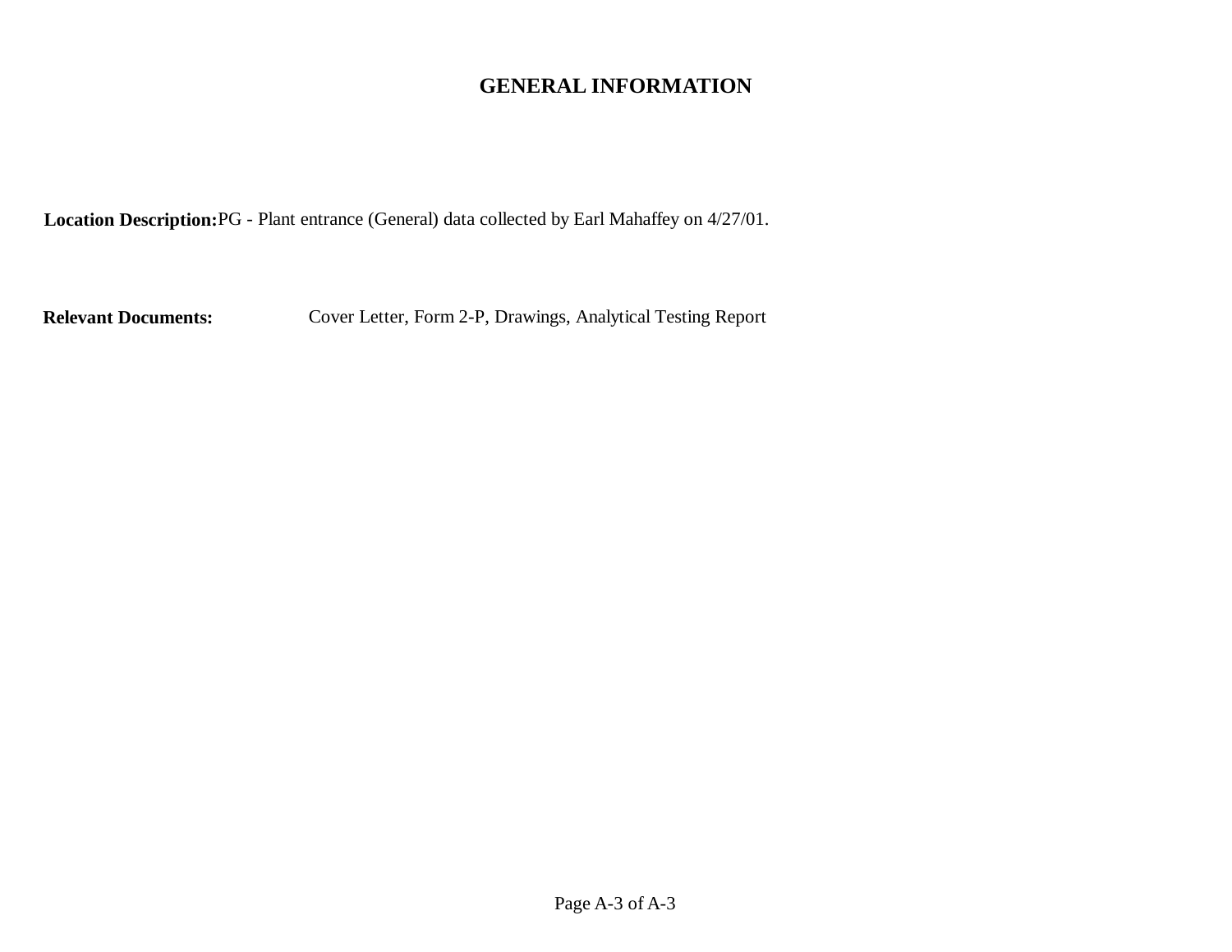# GENERAL INFORMATION

**Location Description:** PG - Plant entrance (General) data collected by Earl Mahaffey on 4/27/01.

**Relevant Documents:** Cover Letter, Form 2-P, Drawings, Analytical Testing Report